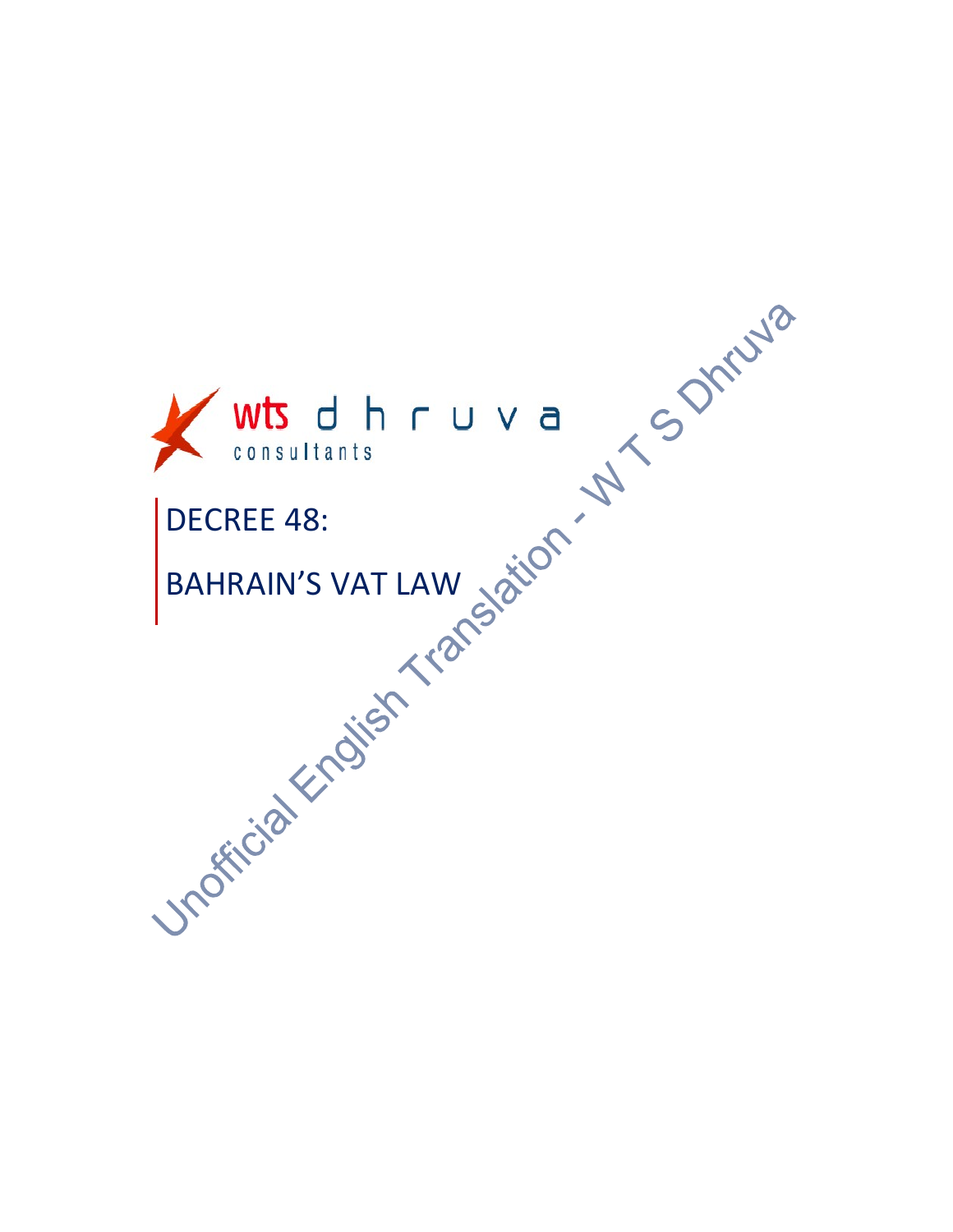wts dhruva consultants

# DECREE 48:

# BAHRAIN'S VAT LAW

Unofficial English Translation - W T S Dhruva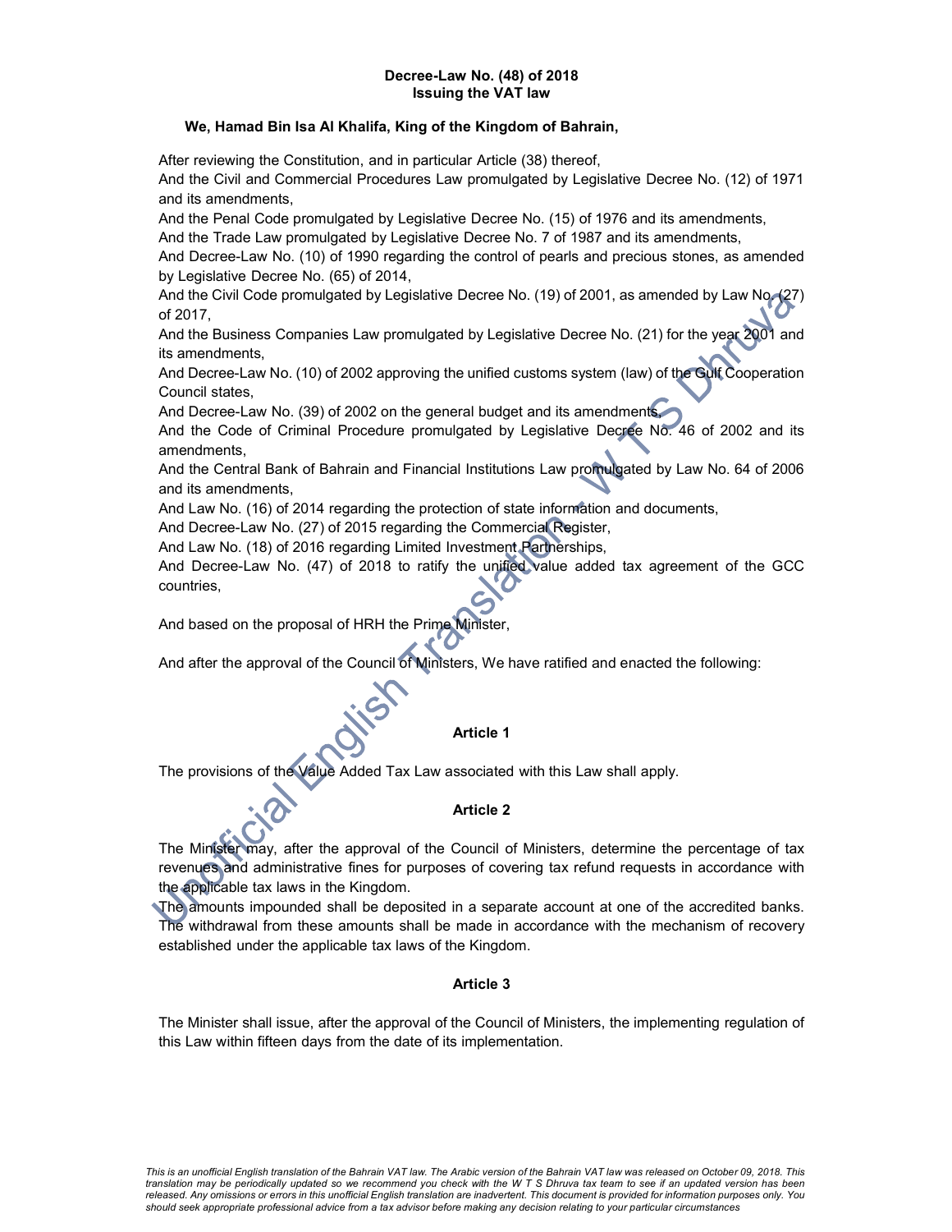**Decree-Law No. (48) of 2018**
**Issuing the VAT law**

**We, Hamad Bin Isa Al Khalifa, King of the Kingdom of Bahrain,**

After reviewing the Constitution, and in particular Article (38) thereof,
And the Civil and Commercial Procedures Law promulgated by Legislative Decree No. (12) of 1971 and its amendments,
And the Penal Code promulgated by Legislative Decree No. (15) of 1976 and its amendments,
And the Trade Law promulgated by Legislative Decree No. 7 of 1987 and its amendments,
And Decree-Law No. (10) of 1990 regarding the control of pearls and precious stones, as amended by Legislative Decree No. (65) of 2014,
And the Civil Code promulgated by Legislative Decree No. (19) of 2001, as amended by Law No. (27) of 2017,
And the Business Companies Law promulgated by Legislative Decree No. (21) for the year 2001 and its amendments,
And Decree-Law No. (10) of 2002 approving the unified customs system (law) of the Gulf Cooperation Council states,
And Decree-Law No. (39) of 2002 on the general budget and its amendments,
And the Code of Criminal Procedure promulgated by Legislative Decree No. 46 of 2002 and its amendments,
And the Central Bank of Bahrain and Financial Institutions Law promulgated by Law No. 64 of 2006 and its amendments,
And Law No. (16) of 2014 regarding the protection of state information and documents,
And Decree-Law No. (27) of 2015 regarding the Commercial Register,
And Law No. (18) of 2016 regarding Limited Investment Partnerships,
And Decree-Law No. (47) of 2018 to ratify the unified value added tax agreement of the GCC countries,

And based on the proposal of HRH the Prime Minister,

And after the approval of the Council of Ministers, We have ratified and enacted the following:

**Article 1**

The provisions of the Value Added Tax Law associated with this Law shall apply.

**Article 2**

The Minister may, after the approval of the Council of Ministers, determine the percentage of tax revenues and administrative fines for purposes of covering tax refund requests in accordance with the applicable tax laws in the Kingdom.
The amounts impounded shall be deposited in a separate account at one of the accredited banks. The withdrawal from these amounts shall be made in accordance with the mechanism of recovery established under the applicable tax laws of the Kingdom.

**Article 3**

The Minister shall issue, after the approval of the Council of Ministers, the implementing regulation of this Law within fifteen days from the date of its implementation.

*This is an unofficial English translation of the Bahrain VAT law. The Arabic version of the Bahrain VAT law was released on October 09, 2018. This translation may be periodically updated so we recommend you check with the W T S Dhruva tax team to see if an updated version has been released. Any omissions or errors in this unofficial English translation are inadvertent. This document is provided for information purposes only. You should seek appropriate professional advice from a tax advisor before making any decision relating to your particular circumstances*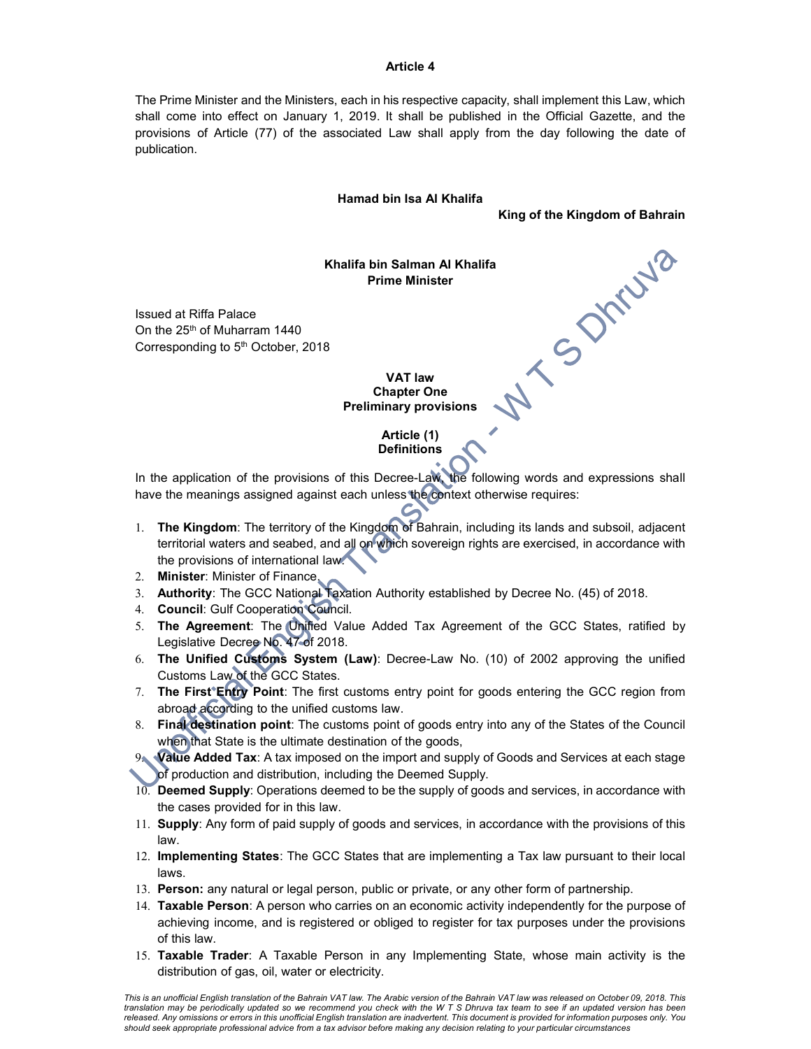**Article 4**

The Prime Minister and the Ministers, each in his respective capacity, shall implement this Law, which shall come into effect on January 1, 2019. It shall be published in the Official Gazette, and the provisions of Article (77) of the associated Law shall apply from the day following the date of publication.

**Hamad bin Isa Al Khalifa**

**King of the Kingdom of Bahrain**

**Khalifa bin Salman Al Khalifa**
**Prime Minister**

Issued at Riffa Palace
On the 25th of Muharram 1440
Corresponding to 5th October, 2018

## VAT law
## Chapter One
## Preliminary provisions

### Article (1)
### Definitions

In the application of the provisions of this Decree-Law, the following words and expressions shall have the meanings assigned against each unless the context otherwise requires:

1. **The Kingdom**: The territory of the Kingdom of Bahrain, including its lands and subsoil, adjacent territorial waters and seabed, and all on which sovereign rights are exercised, in accordance with the provisions of international law.
2. **Minister**: Minister of Finance.
3. **Authority**: The GCC National Taxation Authority established by Decree No. (45) of 2018.
4. **Council**: Gulf Cooperation Council.
5. **The Agreement**: The Unified Value Added Tax Agreement of the GCC States, ratified by Legislative Decree No. 47 of 2018.
6. **The Unified Customs System (Law)**: Decree-Law No. (10) of 2002 approving the unified Customs Law of the GCC States.
7. **The First Entry Point**: The first customs entry point for goods entering the GCC region from abroad according to the unified customs law.
8. **Final destination point**: The customs point of goods entry into any of the States of the Council when that State is the ultimate destination of the goods,
9. **Value Added Tax**: A tax imposed on the import and supply of Goods and Services at each stage of production and distribution, including the Deemed Supply.
10. **Deemed Supply**: Operations deemed to be the supply of goods and services, in accordance with the cases provided for in this law.
11. **Supply**: Any form of paid supply of goods and services, in accordance with the provisions of this law.
12. **Implementing States**: The GCC States that are implementing a Tax law pursuant to their local laws.
13. **Person:** any natural or legal person, public or private, or any other form of partnership.
14. **Taxable Person**: A person who carries on an economic activity independently for the purpose of achieving income, and is registered or obliged to register for tax purposes under the provisions of this law.
15. **Taxable Trader**: A Taxable Person in any Implementing State, whose main activity is the distribution of gas, oil, water or electricity.

*This is an unofficial English translation of the Bahrain VAT law. The Arabic version of the Bahrain VAT law was released on October 09, 2018. This translation may be periodically updated so we recommend you check with the W T S Dhruva tax team to see if an updated version has been released. Any omissions or errors in this unofficial English translation are inadvertent. This document is provided for information purposes only. You should seek appropriate professional advice from a tax advisor before making any decision relating to your particular circumstances*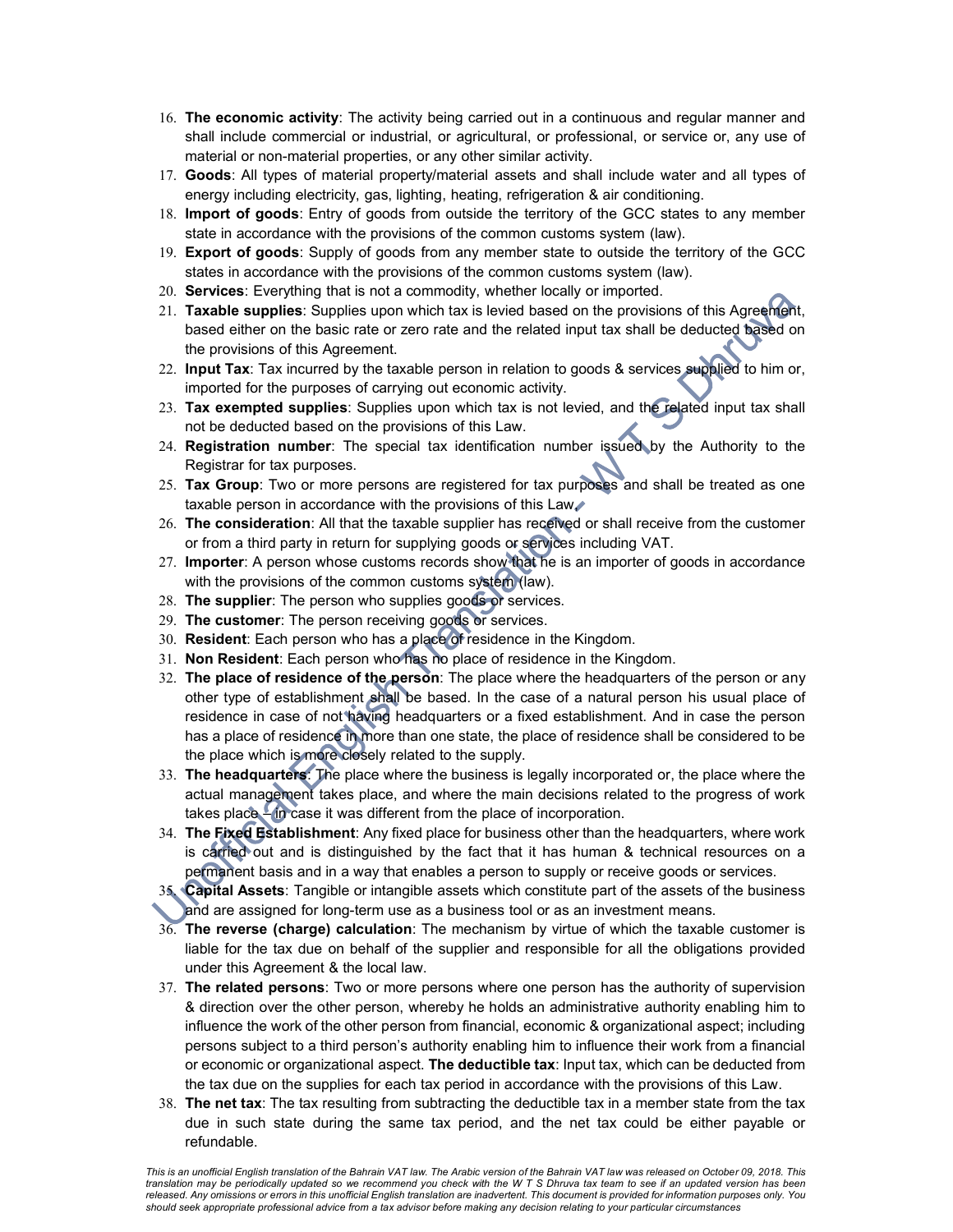16. **The economic activity**: The activity being carried out in a continuous and regular manner and shall include commercial or industrial, or agricultural, or professional, or service or, any use of material or non-material properties, or any other similar activity.
17. **Goods**: All types of material property/material assets and shall include water and all types of energy including electricity, gas, lighting, heating, refrigeration & air conditioning.
18. **Import of goods**: Entry of goods from outside the territory of the GCC states to any member state in accordance with the provisions of the common customs system (law).
19. **Export of goods**: Supply of goods from any member state to outside the territory of the GCC states in accordance with the provisions of the common customs system (law).
20. **Services**: Everything that is not a commodity, whether locally or imported.
21. **Taxable supplies**: Supplies upon which tax is levied based on the provisions of this Agreement, based either on the basic rate or zero rate and the related input tax shall be deducted based on the provisions of this Agreement.
22. **Input Tax**: Tax incurred by the taxable person in relation to goods & services supplied to him or, imported for the purposes of carrying out economic activity.
23. **Tax exempted supplies**: Supplies upon which tax is not levied, and the related input tax shall not be deducted based on the provisions of this Law.
24. **Registration number**: The special tax identification number issued by the Authority to the Registrar for tax purposes.
25. **Tax Group**: Two or more persons are registered for tax purposes and shall be treated as one taxable person in accordance with the provisions of this Law.
26. **The consideration**: All that the taxable supplier has received or shall receive from the customer or from a third party in return for supplying goods or services including VAT.
27. **Importer**: A person whose customs records show that he is an importer of goods in accordance with the provisions of the common customs system (law).
28. **The supplier**: The person who supplies goods or services.
29. **The customer**: The person receiving goods or services.
30. **Resident**: Each person who has a place of residence in the Kingdom.
31. **Non Resident**: Each person who has no place of residence in the Kingdom.
32. **The place of residence of the person**: The place where the headquarters of the person or any other type of establishment shall be based. In the case of a natural person his usual place of residence in case of not having headquarters or a fixed establishment. And in case the person has a place of residence in more than one state, the place of residence shall be considered to be the place which is more closely related to the supply.
33. **The headquarters**: The place where the business is legally incorporated or, the place where the actual management takes place, and where the main decisions related to the progress of work takes place – in case it was different from the place of incorporation.
34. **The Fixed Establishment**: Any fixed place for business other than the headquarters, where work is carried out and is distinguished by the fact that it has human & technical resources on a permanent basis and in a way that enables a person to supply or receive goods or services.
35. **Capital Assets**: Tangible or intangible assets which constitute part of the assets of the business and are assigned for long-term use as a business tool or as an investment means.
36. **The reverse (charge) calculation**: The mechanism by virtue of which the taxable customer is liable for the tax due on behalf of the supplier and responsible for all the obligations provided under this Agreement & the local law.
37. **The related persons**: Two or more persons where one person has the authority of supervision & direction over the other person, whereby he holds an administrative authority enabling him to influence the work of the other person from financial, economic & organizational aspect; including persons subject to a third person's authority enabling him to influence their work from a financial or economic or organizational aspect. **The deductible tax**: Input tax, which can be deducted from the tax due on the supplies for each tax period in accordance with the provisions of this Law.
38. **The net tax**: The tax resulting from subtracting the deductible tax in a member state from the tax due in such state during the same tax period, and the net tax could be either payable or refundable.

*This is an unofficial English translation of the Bahrain VAT law. The Arabic version of the Bahrain VAT law was released on October 09, 2018. This translation may be periodically updated so we recommend you check with the W T S Dhruva tax team to see if an updated version has been released. Any omissions or errors in this unofficial English translation are inadvertent. This document is provided for information purposes only. You should seek appropriate professional advice from a tax advisor before making any decision relating to your particular circumstances*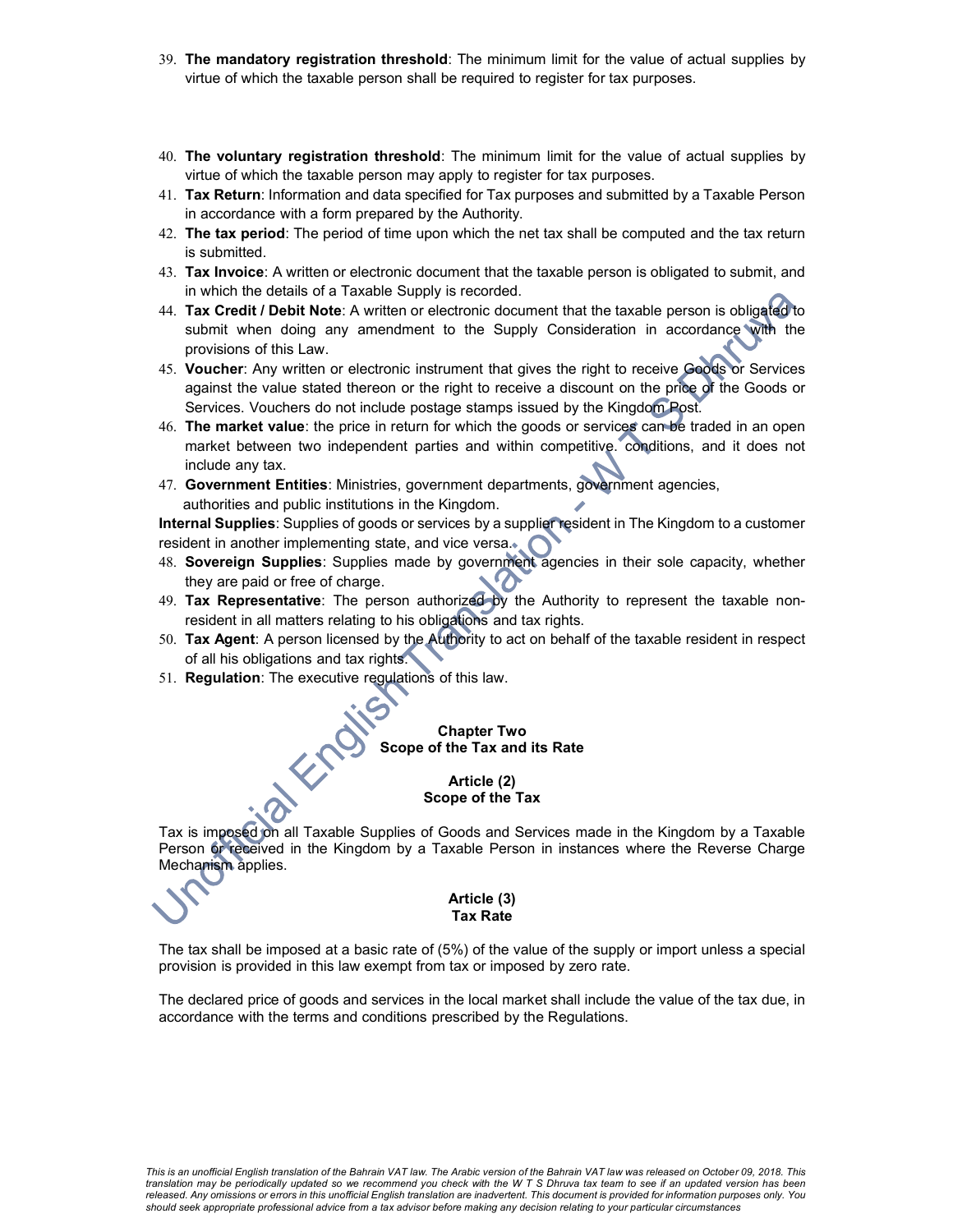39. **The mandatory registration threshold**: The minimum limit for the value of actual supplies by virtue of which the taxable person shall be required to register for tax purposes.
40. **The voluntary registration threshold**: The minimum limit for the value of actual supplies by virtue of which the taxable person may apply to register for tax purposes.
41. **Tax Return**: Information and data specified for Tax purposes and submitted by a Taxable Person in accordance with a form prepared by the Authority.
42. **The tax period**: The period of time upon which the net tax shall be computed and the tax return is submitted.
43. **Tax Invoice**: A written or electronic document that the taxable person is obligated to submit, and in which the details of a Taxable Supply is recorded.
44. **Tax Credit / Debit Note**: A written or electronic document that the taxable person is obligated to submit when doing any amendment to the Supply Consideration in accordance with the provisions of this Law.
45. **Voucher**: Any written or electronic instrument that gives the right to receive Goods or Services against the value stated thereon or the right to receive a discount on the price of the Goods or Services. Vouchers do not include postage stamps issued by the Kingdom Post.
46. **The market value**: the price in return for which the goods or services can be traded in an open market between two independent parties and within competitive conditions, and it does not include any tax.
47. **Government Entities**: Ministries, government departments, government agencies, authorities and public institutions in the Kingdom.

**Internal Supplies**: Supplies of goods or services by a supplier resident in The Kingdom to a customer resident in another implementing state, and vice versa.

48. **Sovereign Supplies**: Supplies made by government agencies in their sole capacity, whether they are paid or free of charge.
49. **Tax Representative**: The person authorized by the Authority to represent the taxable non-resident in all matters relating to his obligations and tax rights.
50. **Tax Agent**: A person licensed by the Authority to act on behalf of the taxable resident in respect of all his obligations and tax rights.
51. **Regulation**: The executive regulations of this law.

## Chapter Two
## Scope of the Tax and its Rate

### Article (2)
### Scope of the Tax

Tax is imposed on all Taxable Supplies of Goods and Services made in the Kingdom by a Taxable Person or received in the Kingdom by a Taxable Person in instances where the Reverse Charge Mechanism applies.

### Article (3)
### Tax Rate

The tax shall be imposed at a basic rate of (5%) of the value of the supply or import unless a special provision is provided in this law exempt from tax or imposed by zero rate.

The declared price of goods and services in the local market shall include the value of the tax due, in accordance with the terms and conditions prescribed by the Regulations.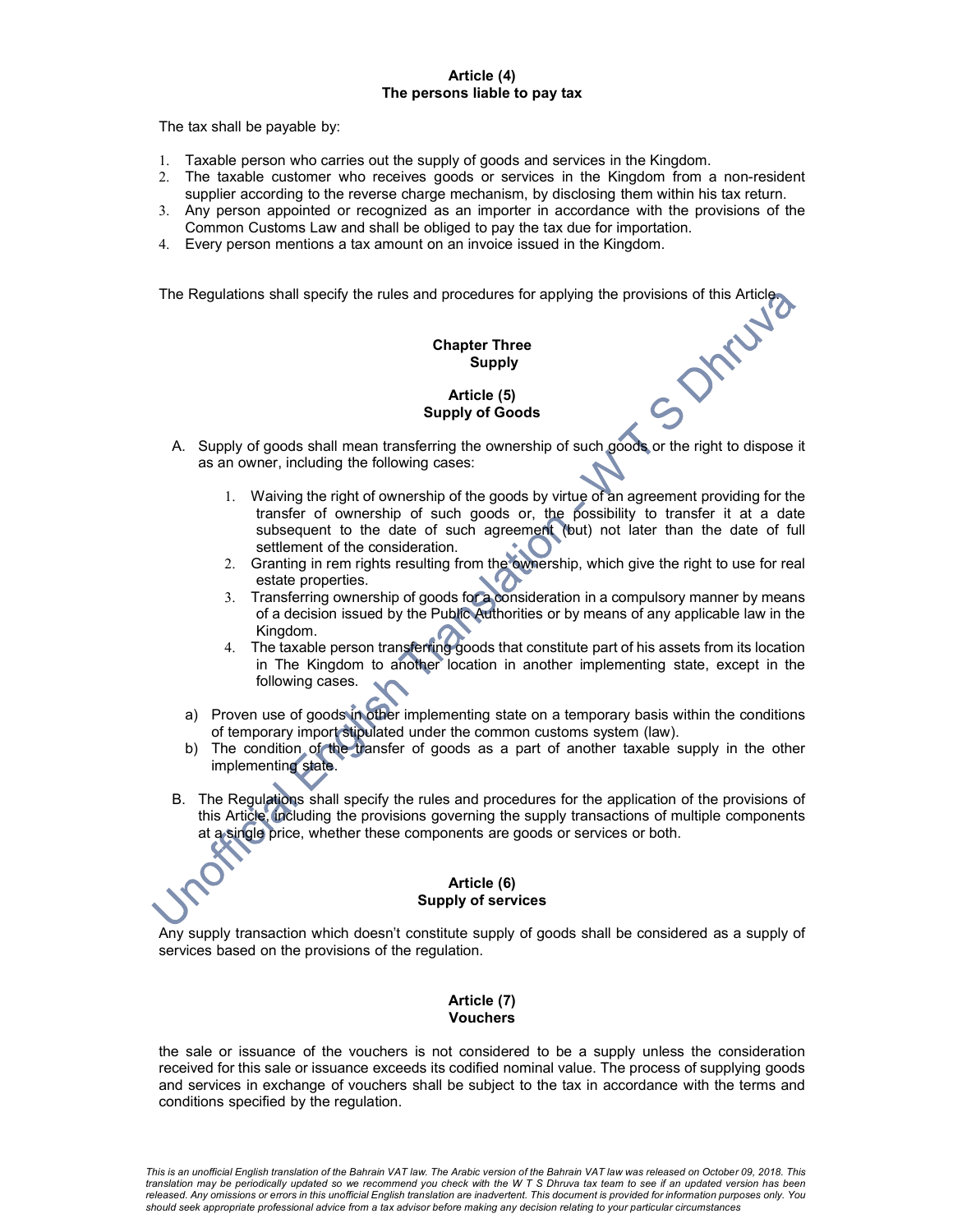### Article (4)
### The persons liable to pay tax

The tax shall be payable by:

1. Taxable person who carries out the supply of goods and services in the Kingdom.
2. The taxable customer who receives goods or services in the Kingdom from a non-resident supplier according to the reverse charge mechanism, by disclosing them within his tax return.
3. Any person appointed or recognized as an importer in accordance with the provisions of the Common Customs Law and shall be obliged to pay the tax due for importation.
4. Every person mentions a tax amount on an invoice issued in the Kingdom.

The Regulations shall specify the rules and procedures for applying the provisions of this Article.

## Chapter Three
## Supply

### Article (5)
### Supply of Goods

A. Supply of goods shall mean transferring the ownership of such goods or the right to dispose it as an owner, including the following cases:

   1. Waiving the right of ownership of the goods by virtue of an agreement providing for the transfer of ownership of such goods or, the possibility to transfer it at a date subsequent to the date of such agreement (but) not later than the date of full settlement of the consideration.
   2. Granting in rem rights resulting from the ownership, which give the right to use for real estate properties.
   3. Transferring ownership of goods for a consideration in a compulsory manner by means of a decision issued by the Public Authorities or by means of any applicable law in the Kingdom.
   4. The taxable person transferring goods that constitute part of his assets from its location in The Kingdom to another location in another implementing state, except in the following cases.

   a) Proven use of goods in other implementing state on a temporary basis within the conditions of temporary import stipulated under the common customs system (law).
   b) The condition of the transfer of goods as a part of another taxable supply in the other implementing state.

B. The Regulations shall specify the rules and procedures for the application of the provisions of this Article, including the provisions governing the supply transactions of multiple components at a single price, whether these components are goods or services or both.

### Article (6)
### Supply of services

Any supply transaction which doesn't constitute supply of goods shall be considered as a supply of services based on the provisions of the regulation.

### Article (7)
### Vouchers

the sale or issuance of the vouchers is not considered to be a supply unless the consideration received for this sale or issuance exceeds its codified nominal value. The process of supplying goods and services in exchange of vouchers shall be subject to the tax in accordance with the terms and conditions specified by the regulation.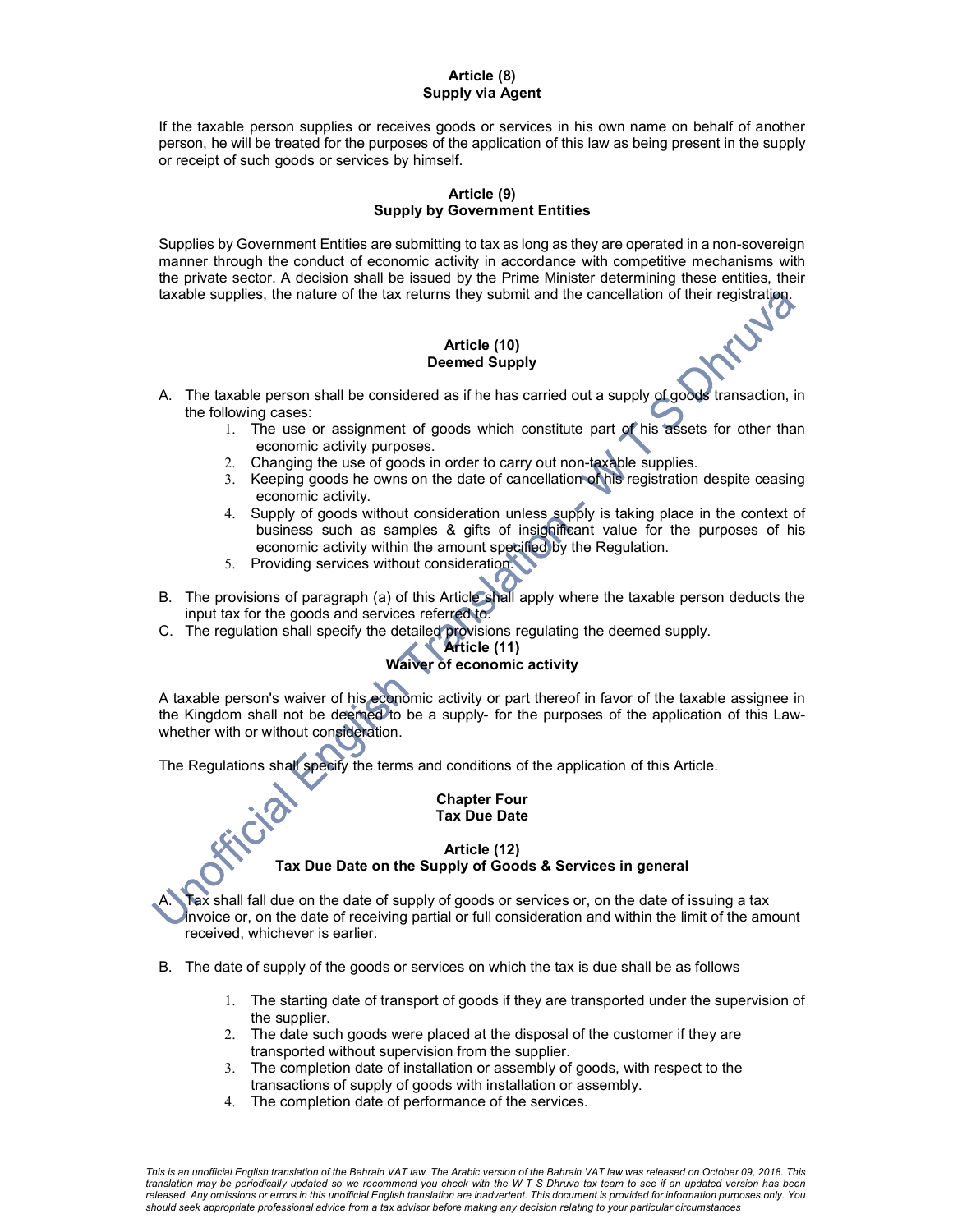### Article (8)
### Supply via Agent

If the taxable person supplies or receives goods or services in his own name on behalf of another person, he will be treated for the purposes of the application of this law as being present in the supply or receipt of such goods or services by himself.

### Article (9)
### Supply by Government Entities

Supplies by Government Entities are submitting to tax as long as they are operated in a non-sovereign manner through the conduct of economic activity in accordance with competitive mechanisms with the private sector. A decision shall be issued by the Prime Minister determining these entities, their taxable supplies, the nature of the tax returns they submit and the cancellation of their registration.

### Article (10)
### Deemed Supply

A. The taxable person shall be considered as if he has carried out a supply of goods transaction, in the following cases:
    1. The use or assignment of goods which constitute part of his assets for other than economic activity purposes.
    2. Changing the use of goods in order to carry out non-taxable supplies.
    3. Keeping goods he owns on the date of cancellation of his registration despite ceasing economic activity.
    4. Supply of goods without consideration unless supply is taking place in the context of business such as samples & gifts of insignificant value for the purposes of his economic activity within the amount specified by the Regulation.
    5. Providing services without consideration.

B. The provisions of paragraph (a) of this Article shall apply where the taxable person deducts the input tax for the goods and services referred to.

C. The regulation shall specify the detailed provisions regulating the deemed supply.

### Article (11)
### Waiver of economic activity

A taxable person's waiver of his economic activity or part thereof in favor of the taxable assignee in the Kingdom shall not be deemed to be a supply- for the purposes of the application of this Law- whether with or without consideration.

The Regulations shall specify the terms and conditions of the application of this Article.

## Chapter Four
## Tax Due Date

### Article (12)
### Tax Due Date on the Supply of Goods & Services in general

A. Tax shall fall due on the date of supply of goods or services or, on the date of issuing a tax invoice or, on the date of receiving partial or full consideration and within the limit of the amount received, whichever is earlier.

B. The date of supply of the goods or services on which the tax is due shall be as follows
    1. The starting date of transport of goods if they are transported under the supervision of the supplier.
    2. The date such goods were placed at the disposal of the customer if they are transported without supervision from the supplier.
    3. The completion date of installation or assembly of goods, with respect to the transactions of supply of goods with installation or assembly.
    4. The completion date of performance of the services.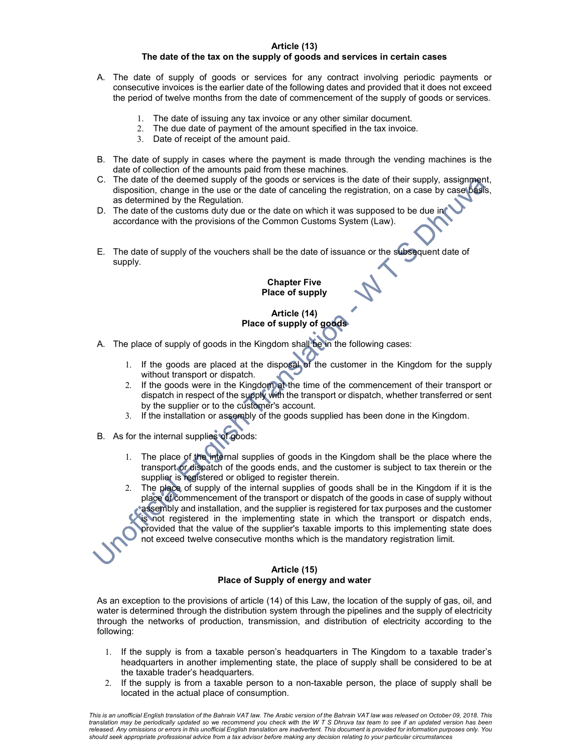### Article (13)
### The date of the tax on the supply of goods and services in certain cases

A. The date of supply of goods or services for any contract involving periodic payments or consecutive invoices is the earlier date of the following dates and provided that it does not exceed the period of twelve months from the date of commencement of the supply of goods or services.

1. The date of issuing any tax invoice or any other similar document.
2. The due date of payment of the amount specified in the tax invoice.
3. Date of receipt of the amount paid.

B. The date of supply in cases where the payment is made through the vending machines is the date of collection of the amounts paid from these machines.

C. The date of the deemed supply of the goods or services is the date of their supply, assignment, disposition, change in the use or the date of canceling the registration, on a case by case basis, as determined by the Regulation.

D. The date of the customs duty due or the date on which it was supposed to be due in accordance with the provisions of the Common Customs System (Law).

E. The date of supply of the vouchers shall be the date of issuance or the subsequent date of supply.

## Chapter Five
## Place of supply

### Article (14)
### Place of supply of goods

A. The place of supply of goods in the Kingdom shall be in the following cases:

1. If the goods are placed at the disposal of the customer in the Kingdom for the supply without transport or dispatch.
2. If the goods were in the Kingdom at the time of the commencement of their transport or dispatch in respect of the supply with the transport or dispatch, whether transferred or sent by the supplier or to the customer's account.
3. If the installation or assembly of the goods supplied has been done in the Kingdom.

B. As for the internal supplies of goods:

1. The place of the internal supplies of goods in the Kingdom shall be the place where the transport or dispatch of the goods ends, and the customer is subject to tax therein or the supplier is registered or obliged to register therein.
2. The place of supply of the internal supplies of goods shall be in the Kingdom if it is the place of commencement of the transport or dispatch of the goods in case of supply without assembly and installation, and the supplier is registered for tax purposes and the customer is not registered in the implementing state in which the transport or dispatch ends, provided that the value of the supplier's taxable imports to this implementing state does not exceed twelve consecutive months which is the mandatory registration limit.

### Article (15)
### Place of Supply of energy and water

As an exception to the provisions of article (14) of this Law, the location of the supply of gas, oil, and water is determined through the distribution system through the pipelines and the supply of electricity through the networks of production, transmission, and distribution of electricity according to the following:

1. If the supply is from a taxable person's headquarters in The Kingdom to a taxable trader's headquarters in another implementing state, the place of supply shall be considered to be at the taxable trader's headquarters.
2. If the supply is from a taxable person to a non-taxable person, the place of supply shall be located in the actual place of consumption.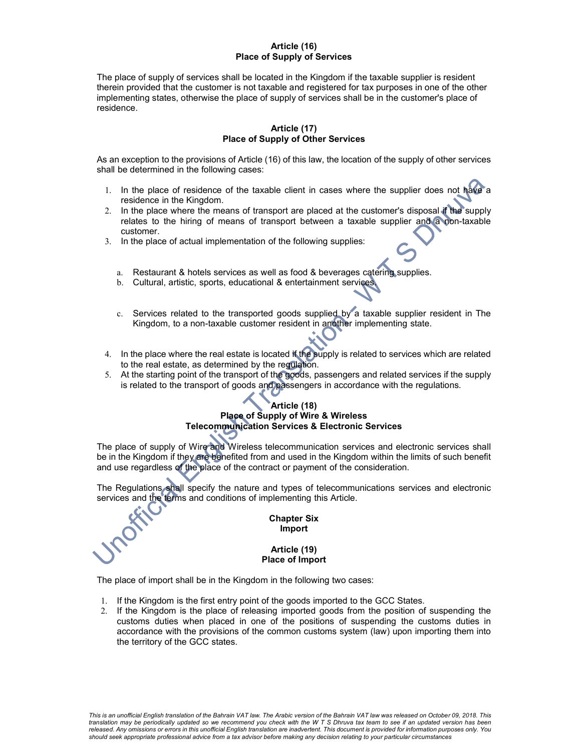## Article (16)
## Place of Supply of Services

The place of supply of services shall be located in the Kingdom if the taxable supplier is resident therein provided that the customer is not taxable and registered for tax purposes in one of the other implementing states, otherwise the place of supply of services shall be in the customer's place of residence.

## Article (17)
## Place of Supply of Other Services

As an exception to the provisions of Article (16) of this law, the location of the supply of other services shall be determined in the following cases:

1. In the place of residence of the taxable client in cases where the supplier does not have a residence in the Kingdom.
2. In the place where the means of transport are placed at the customer's disposal if the supply relates to the hiring of means of transport between a taxable supplier and a non-taxable customer.
3. In the place of actual implementation of the following supplies:
   a. Restaurant & hotels services as well as food & beverages catering supplies.
   b. Cultural, artistic, sports, educational & entertainment services.
   c. Services related to the transported goods supplied by a taxable supplier resident in The Kingdom, to a non-taxable customer resident in another implementing state.
4. In the place where the real estate is located if the supply is related to services which are related to the real estate, as determined by the regulation.
5. At the starting point of the transport of the goods, passengers and related services if the supply is related to the transport of goods and passengers in accordance with the regulations.

## Article (18)
## Place of Supply of Wire & Wireless Telecommunication Services & Electronic Services

The place of supply of Wire and Wireless telecommunication services and electronic services shall be in the Kingdom if they are benefited from and used in the Kingdom within the limits of such benefit and use regardless of the place of the contract or payment of the consideration.

The Regulations shall specify the nature and types of telecommunications services and electronic services and the terms and conditions of implementing this Article.

# Chapter Six
# Import

## Article (19)
## Place of Import

The place of import shall be in the Kingdom in the following two cases:

1. If the Kingdom is the first entry point of the goods imported to the GCC States.
2. If the Kingdom is the place of releasing imported goods from the position of suspending the customs duties when placed in one of the positions of suspending the customs duties in accordance with the provisions of the common customs system (law) upon importing them into the territory of the GCC states.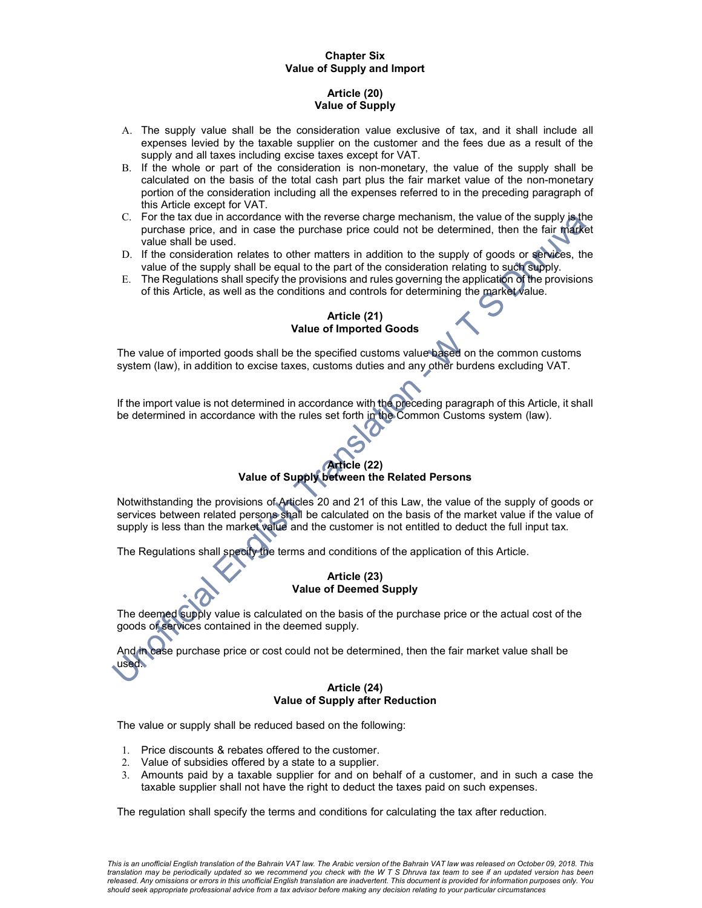## Chapter Six
## Value of Supply and Import

### Article (20)
### Value of Supply

A. The supply value shall be the consideration value exclusive of tax, and it shall include all expenses levied by the taxable supplier on the customer and the fees due as a result of the supply and all taxes including excise taxes except for VAT.

B. If the whole or part of the consideration is non-monetary, the value of the supply shall be calculated on the basis of the total cash part plus the fair market value of the non-monetary portion of the consideration including all the expenses referred to in the preceding paragraph of this Article except for VAT.

C. For the tax due in accordance with the reverse charge mechanism, the value of the supply is the purchase price, and in case the purchase price could not be determined, then the fair market value shall be used.

D. If the consideration relates to other matters in addition to the supply of goods or services, the value of the supply shall be equal to the part of the consideration relating to such supply.

E. The Regulations shall specify the provisions and rules governing the application of the provisions of this Article, as well as the conditions and controls for determining the market value.

### Article (21)
### Value of Imported Goods

The value of imported goods shall be the specified customs value based on the common customs system (law), in addition to excise taxes, customs duties and any other burdens excluding VAT.

If the import value is not determined in accordance with the preceding paragraph of this Article, it shall be determined in accordance with the rules set forth in the Common Customs system (law).

### Article (22)
### Value of Supply between the Related Persons

Notwithstanding the provisions of Articles 20 and 21 of this Law, the value of the supply of goods or services between related persons shall be calculated on the basis of the market value if the value of supply is less than the market value and the customer is not entitled to deduct the full input tax.

The Regulations shall specify the terms and conditions of the application of this Article.

### Article (23)
### Value of Deemed Supply

The deemed supply value is calculated on the basis of the purchase price or the actual cost of the goods or services contained in the deemed supply.

And in case purchase price or cost could not be determined, then the fair market value shall be used.

### Article (24)
### Value of Supply after Reduction

The value or supply shall be reduced based on the following:

1. Price discounts & rebates offered to the customer.
2. Value of subsidies offered by a state to a supplier.
3. Amounts paid by a taxable supplier for and on behalf of a customer, and in such a case the taxable supplier shall not have the right to deduct the taxes paid on such expenses.

The regulation shall specify the terms and conditions for calculating the tax after reduction.

*This is an unofficial English translation of the Bahrain VAT law. The Arabic version of the Bahrain VAT law was released on October 09, 2018. This translation may be periodically updated so we recommend you check with the W T S Dhruva tax team to see if an updated version has been released. Any omissions or errors in this unofficial English translation are inadvertent. This document is provided for information purposes only. You should seek appropriate professional advice from a tax advisor before making any decision relating to your particular circumstances*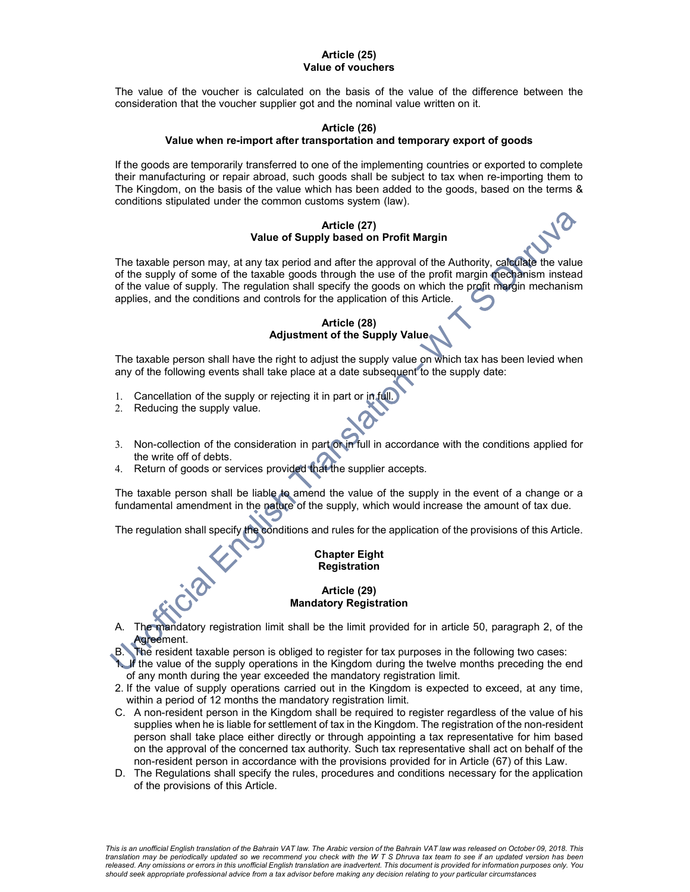## Article (25)
## Value of vouchers

The value of the voucher is calculated on the basis of the value of the difference between the consideration that the voucher supplier got and the nominal value written on it.

## Article (26)
## Value when re-import after transportation and temporary export of goods

If the goods are temporarily transferred to one of the implementing countries or exported to complete their manufacturing or repair abroad, such goods shall be subject to tax when re-importing them to The Kingdom, on the basis of the value which has been added to the goods, based on the terms & conditions stipulated under the common customs system (law).

## Article (27)
## Value of Supply based on Profit Margin

The taxable person may, at any tax period and after the approval of the Authority, calculate the value of the supply of some of the taxable goods through the use of the profit margin mechanism instead of the value of supply. The regulation shall specify the goods on which the profit margin mechanism applies, and the conditions and controls for the application of this Article.

## Article (28)
## Adjustment of the Supply Value

The taxable person shall have the right to adjust the supply value on which tax has been levied when any of the following events shall take place at a date subsequent to the supply date:

1. Cancellation of the supply or rejecting it in part or in full.
2. Reducing the supply value.
3. Non-collection of the consideration in part or in full in accordance with the conditions applied for the write off of debts.
4. Return of goods or services provided that the supplier accepts.

The taxable person shall be liable to amend the value of the supply in the event of a change or a fundamental amendment in the nature of the supply, which would increase the amount of tax due.

The regulation shall specify the conditions and rules for the application of the provisions of this Article.

# Chapter Eight
# Registration

## Article (29)
## Mandatory Registration

A. The mandatory registration limit shall be the limit provided for in article 50, paragraph 2, of the Agreement.

B. The resident taxable person is obliged to register for tax purposes in the following two cases:

1. If the value of the supply operations in the Kingdom during the twelve months preceding the end of any month during the year exceeded the mandatory registration limit.
2. If the value of supply operations carried out in the Kingdom is expected to exceed, at any time, within a period of 12 months the mandatory registration limit.

C. A non-resident person in the Kingdom shall be required to register regardless of the value of his supplies when he is liable for settlement of tax in the Kingdom. The registration of the non-resident person shall take place either directly or through appointing a tax representative for him based on the approval of the concerned tax authority. Such tax representative shall act on behalf of the non-resident person in accordance with the provisions provided for in Article (67) of this Law.

D. The Regulations shall specify the rules, procedures and conditions necessary for the application of the provisions of this Article.

*This is an unofficial English translation of the Bahrain VAT law. The Arabic version of the Bahrain VAT law was released on October 09, 2018. This translation may be periodically updated so we recommend you check with the W T S Dhruva tax team to see if an updated version has been released. Any omissions or errors in this unofficial English translation are inadvertent. This document is provided for information purposes only. You should seek appropriate professional advice from a tax advisor before making any decision relating to your particular circumstances*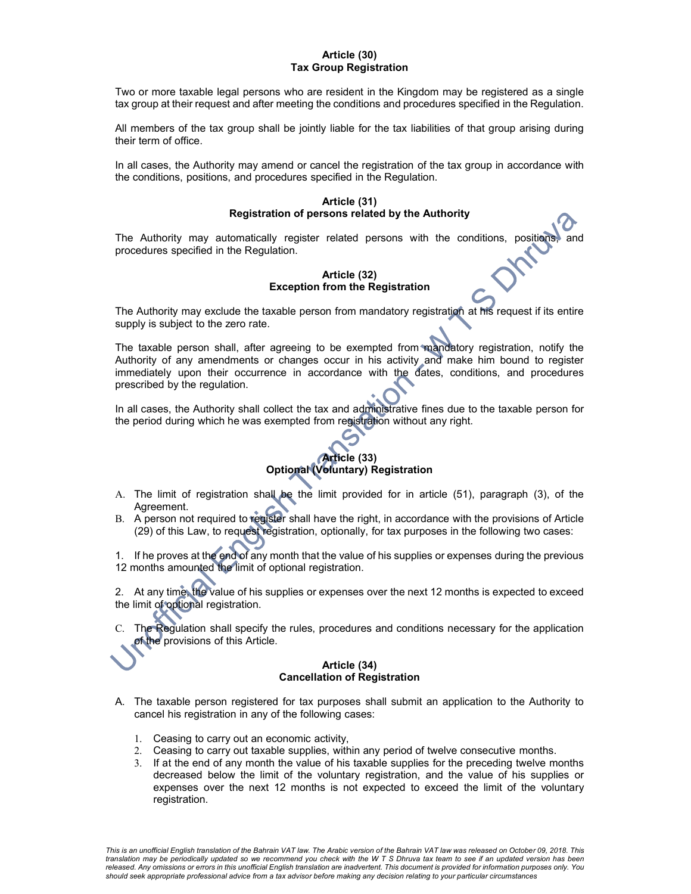**Article (30)**
**Tax Group Registration**

Two or more taxable legal persons who are resident in the Kingdom may be registered as a single tax group at their request and after meeting the conditions and procedures specified in the Regulation.

All members of the tax group shall be jointly liable for the tax liabilities of that group arising during their term of office.

In all cases, the Authority may amend or cancel the registration of the tax group in accordance with the conditions, positions, and procedures specified in the Regulation.

**Article (31)**
**Registration of persons related by the Authority**

The Authority may automatically register related persons with the conditions, positions, and procedures specified in the Regulation.

**Article (32)**
**Exception from the Registration**

The Authority may exclude the taxable person from mandatory registration at his request if its entire supply is subject to the zero rate.

The taxable person shall, after agreeing to be exempted from mandatory registration, notify the Authority of any amendments or changes occur in his activity and make him bound to register immediately upon their occurrence in accordance with the dates, conditions, and procedures prescribed by the regulation.

In all cases, the Authority shall collect the tax and administrative fines due to the taxable person for the period during which he was exempted from registration without any right.

**Article (33)**
**Optional (Voluntary) Registration**

A. The limit of registration shall be the limit provided for in article (51), paragraph (3), of the Agreement.
B. A person not required to register shall have the right, in accordance with the provisions of Article (29) of this Law, to request registration, optionally, for tax purposes in the following two cases:

1. If he proves at the end of any month that the value of his supplies or expenses during the previous 12 months amounted the limit of optional registration.

2. At any time, the value of his supplies or expenses over the next 12 months is expected to exceed the limit of optional registration.

C. The Regulation shall specify the rules, procedures and conditions necessary for the application of the provisions of this Article.

**Article (34)**
**Cancellation of Registration**

A. The taxable person registered for tax purposes shall submit an application to the Authority to cancel his registration in any of the following cases:

   1. Ceasing to carry out an economic activity,
   2. Ceasing to carry out taxable supplies, within any period of twelve consecutive months.
   3. If at the end of any month the value of his taxable supplies for the preceding twelve months decreased below the limit of the voluntary registration, and the value of his supplies or expenses over the next 12 months is not expected to exceed the limit of the voluntary registration.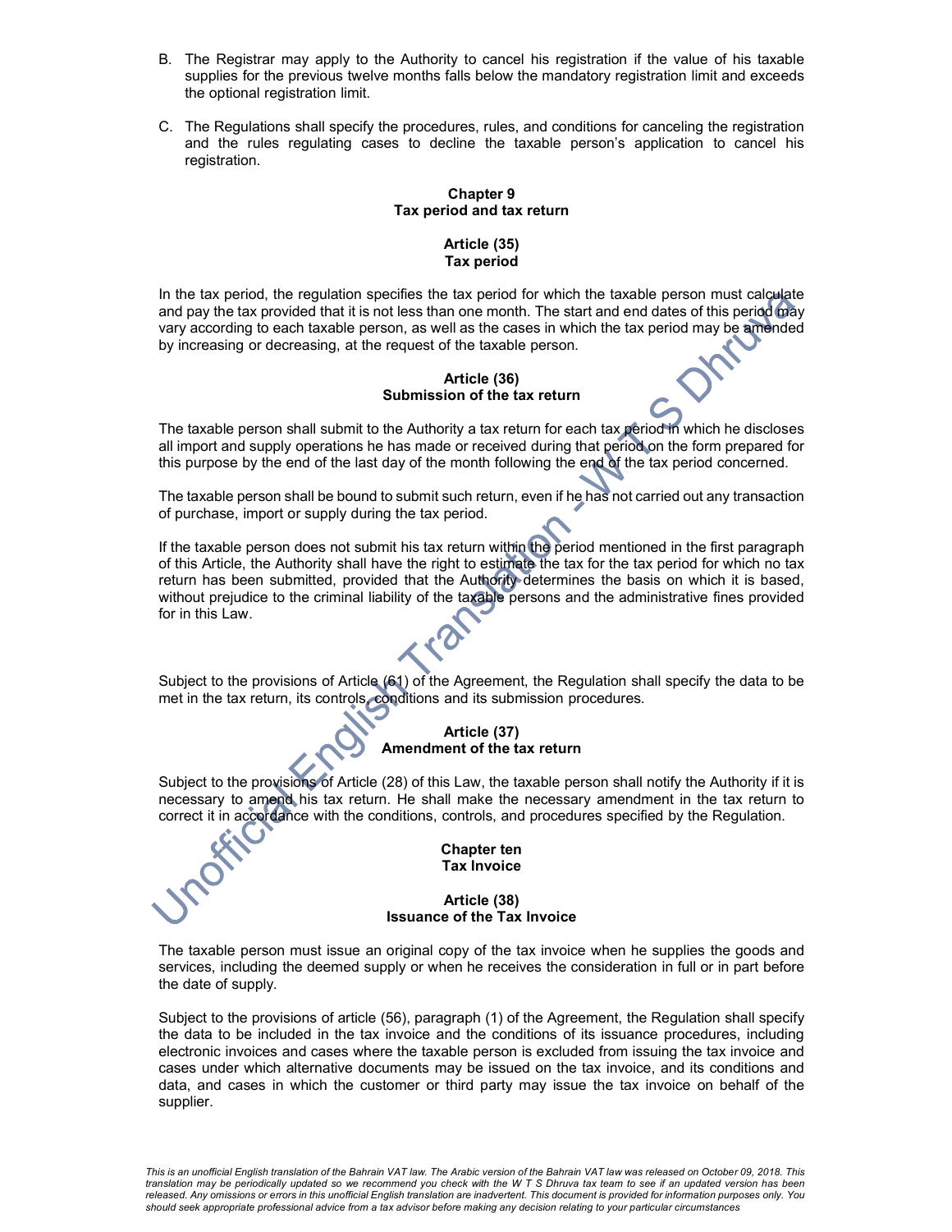B. The Registrar may apply to the Authority to cancel his registration if the value of his taxable supplies for the previous twelve months falls below the mandatory registration limit and exceeds the optional registration limit.

C. The Regulations shall specify the procedures, rules, and conditions for canceling the registration and the rules regulating cases to decline the taxable person's application to cancel his registration.

## Chapter 9
## Tax period and tax return

### Article (35)
### Tax period

In the tax period, the regulation specifies the tax period for which the taxable person must calculate and pay the tax provided that it is not less than one month. The start and end dates of this period may vary according to each taxable person, as well as the cases in which the tax period may be amended by increasing or decreasing, at the request of the taxable person.

### Article (36)
### Submission of the tax return

The taxable person shall submit to the Authority a tax return for each tax period in which he discloses all import and supply operations he has made or received during that period on the form prepared for this purpose by the end of the last day of the month following the end of the tax period concerned.

The taxable person shall be bound to submit such return, even if he has not carried out any transaction of purchase, import or supply during the tax period.

If the taxable person does not submit his tax return within the period mentioned in the first paragraph of this Article, the Authority shall have the right to estimate the tax for the tax period for which no tax return has been submitted, provided that the Authority determines the basis on which it is based, without prejudice to the criminal liability of the taxable persons and the administrative fines provided for in this Law.

Subject to the provisions of Article (61) of the Agreement, the Regulation shall specify the data to be met in the tax return, its controls, conditions and its submission procedures.

### Article (37)
### Amendment of the tax return

Subject to the provisions of Article (28) of this Law, the taxable person shall notify the Authority if it is necessary to amend his tax return. He shall make the necessary amendment in the tax return to correct it in accordance with the conditions, controls, and procedures specified by the Regulation.

## Chapter ten
## Tax Invoice

### Article (38)
### Issuance of the Tax Invoice

The taxable person must issue an original copy of the tax invoice when he supplies the goods and services, including the deemed supply or when he receives the consideration in full or in part before the date of supply.

Subject to the provisions of article (56), paragraph (1) of the Agreement, the Regulation shall specify the data to be included in the tax invoice and the conditions of its issuance procedures, including electronic invoices and cases where the taxable person is excluded from issuing the tax invoice and cases under which alternative documents may be issued on the tax invoice, and its conditions and data, and cases in which the customer or third party may issue the tax invoice on behalf of the supplier.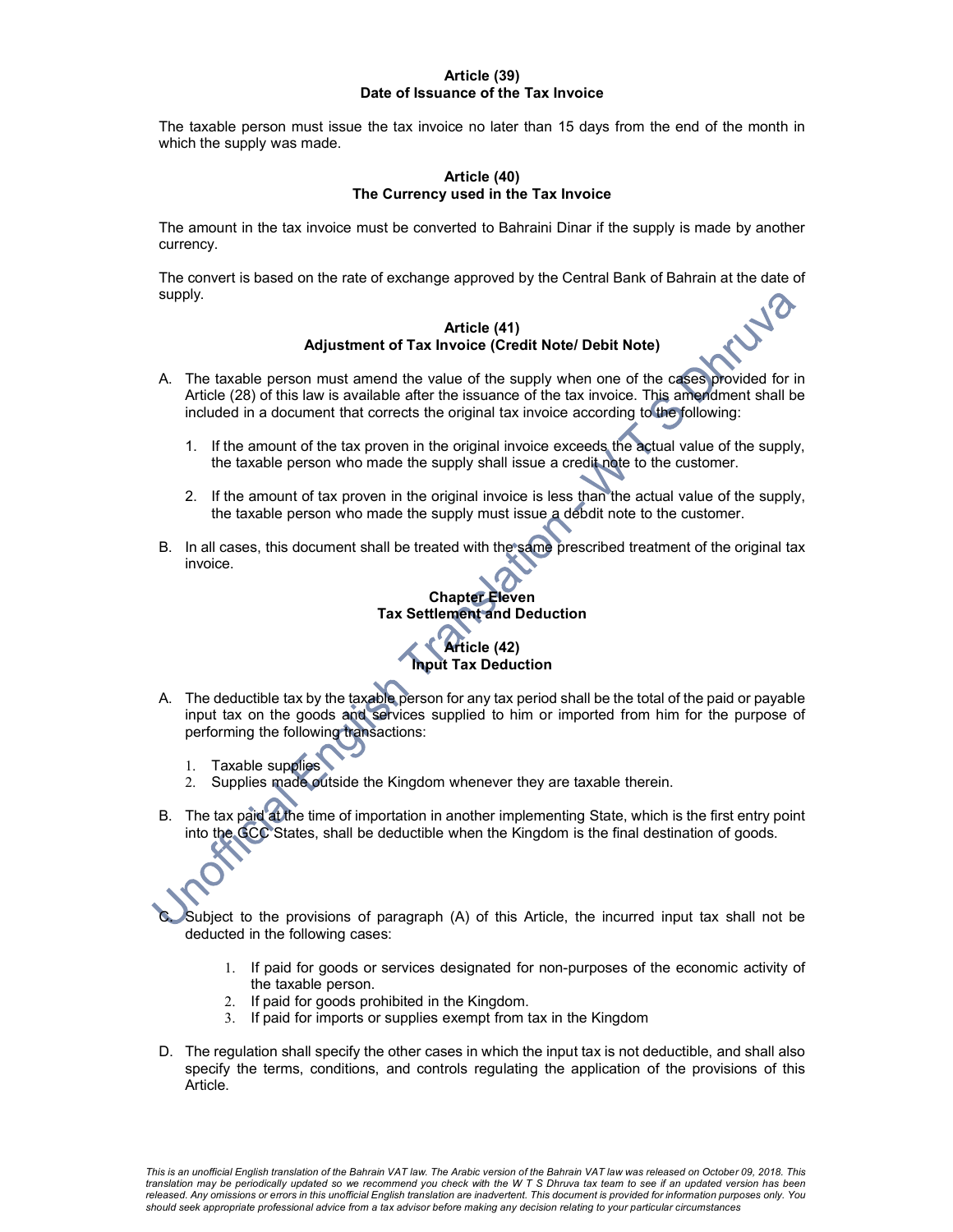**Article (39)**
**Date of Issuance of the Tax Invoice**

The taxable person must issue the tax invoice no later than 15 days from the end of the month in which the supply was made.

**Article (40)**
**The Currency used in the Tax Invoice**

The amount in the tax invoice must be converted to Bahraini Dinar if the supply is made by another currency.

The convert is based on the rate of exchange approved by the Central Bank of Bahrain at the date of supply.

**Article (41)**
**Adjustment of Tax Invoice (Credit Note/ Debit Note)**

A. The taxable person must amend the value of the supply when one of the cases provided for in Article (28) of this law is available after the issuance of the tax invoice. This amendment shall be included in a document that corrects the original tax invoice according to the following:

   1. If the amount of the tax proven in the original invoice exceeds the actual value of the supply, the taxable person who made the supply shall issue a credit note to the customer.

   2. If the amount of tax proven in the original invoice is less than the actual value of the supply, the taxable person who made the supply must issue a debdit note to the customer.

B. In all cases, this document shall be treated with the same prescribed treatment of the original tax invoice.

**Chapter Eleven**
**Tax Settlement and Deduction**

**Article (42)**
**Input Tax Deduction**

A. The deductible tax by the taxable person for any tax period shall be the total of the paid or payable input tax on the goods and services supplied to him or imported from him for the purpose of performing the following transactions:

   1. Taxable supplies
   2. Supplies made outside the Kingdom whenever they are taxable therein.

B. The tax paid at the time of importation in another implementing State, which is the first entry point into the GCC States, shall be deductible when the Kingdom is the final destination of goods.

C. Subject to the provisions of paragraph (A) of this Article, the incurred input tax shall not be deducted in the following cases:

   1. If paid for goods or services designated for non-purposes of the economic activity of the taxable person.
   2. If paid for goods prohibited in the Kingdom.
   3. If paid for imports or supplies exempt from tax in the Kingdom

D. The regulation shall specify the other cases in which the input tax is not deductible, and shall also specify the terms, conditions, and controls regulating the application of the provisions of this Article.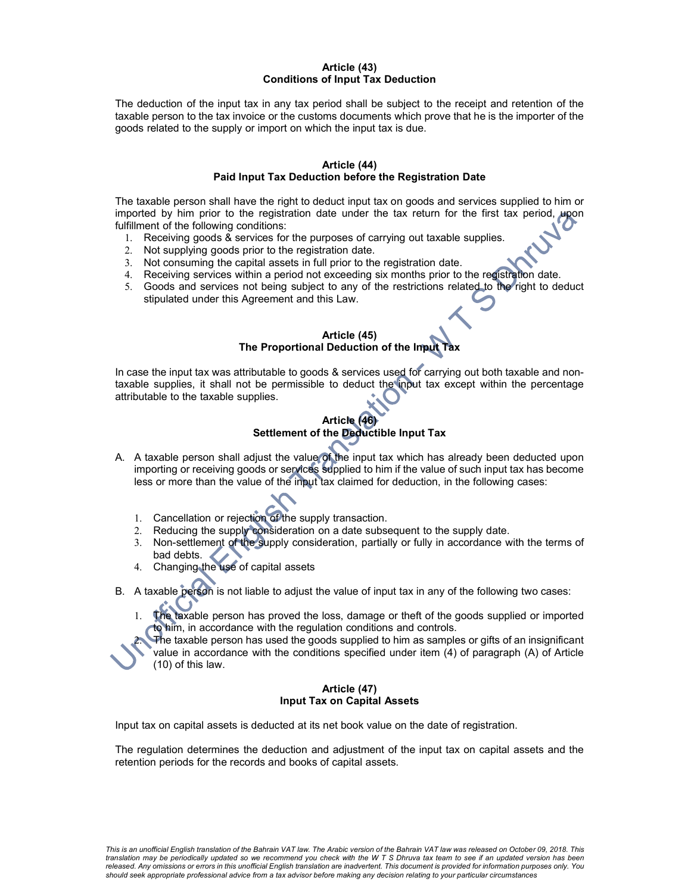### Article (43)
### Conditions of Input Tax Deduction

The deduction of the input tax in any tax period shall be subject to the receipt and retention of the taxable person to the tax invoice or the customs documents which prove that he is the importer of the goods related to the supply or import on which the input tax is due.

### Article (44)
### Paid Input Tax Deduction before the Registration Date

The taxable person shall have the right to deduct input tax on goods and services supplied to him or imported by him prior to the registration date under the tax return for the first tax period, upon fulfillment of the following conditions:

1. Receiving goods & services for the purposes of carrying out taxable supplies.
2. Not supplying goods prior to the registration date.
3. Not consuming the capital assets in full prior to the registration date.
4. Receiving services within a period not exceeding six months prior to the registration date.
5. Goods and services not being subject to any of the restrictions related to the right to deduct stipulated under this Agreement and this Law.

### Article (45)
### The Proportional Deduction of the Input Tax

In case the input tax was attributable to goods & services used for carrying out both taxable and non-taxable supplies, it shall not be permissible to deduct the input tax except within the percentage attributable to the taxable supplies.

### Article (46)
### Settlement of the Deductible Input Tax

A. A taxable person shall adjust the value of the input tax which has already been deducted upon importing or receiving goods or services supplied to him if the value of such input tax has become less or more than the value of the input tax claimed for deduction, in the following cases:

   1. Cancellation or rejection of the supply transaction.
   2. Reducing the supply consideration on a date subsequent to the supply date.
   3. Non-settlement of the supply consideration, partially or fully in accordance with the terms of bad debts.
   4. Changing the use of capital assets

B. A taxable person is not liable to adjust the value of input tax in any of the following two cases:

   1. The taxable person has proved the loss, damage or theft of the goods supplied or imported to him, in accordance with the regulation conditions and controls.
   2. The taxable person has used the goods supplied to him as samples or gifts of an insignificant value in accordance with the conditions specified under item (4) of paragraph (A) of Article (10) of this law.

### Article (47)
### Input Tax on Capital Assets

Input tax on capital assets is deducted at its net book value on the date of registration.

The regulation determines the deduction and adjustment of the input tax on capital assets and the retention periods for the records and books of capital assets.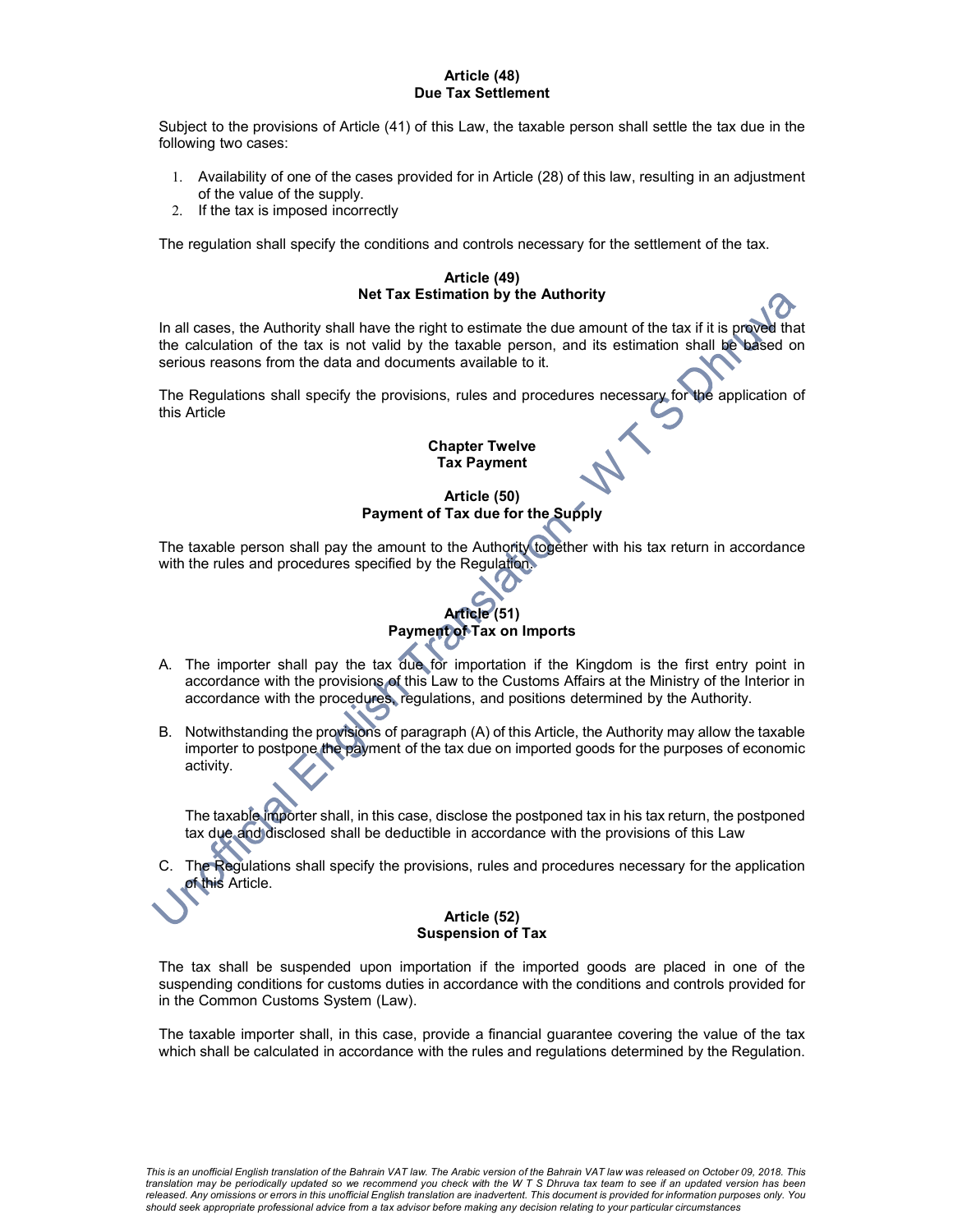### Article (48)
### Due Tax Settlement

Subject to the provisions of Article (41) of this Law, the taxable person shall settle the tax due in the following two cases:

1. Availability of one of the cases provided for in Article (28) of this law, resulting in an adjustment of the value of the supply.
2. If the tax is imposed incorrectly

The regulation shall specify the conditions and controls necessary for the settlement of the tax.

### Article (49)
### Net Tax Estimation by the Authority

In all cases, the Authority shall have the right to estimate the due amount of the tax if it is proved that the calculation of the tax is not valid by the taxable person, and its estimation shall be based on serious reasons from the data and documents available to it.

The Regulations shall specify the provisions, rules and procedures necessary for the application of this Article

## Chapter Twelve
## Tax Payment

### Article (50)
### Payment of Tax due for the Supply

The taxable person shall pay the amount to the Authority together with his tax return in accordance with the rules and procedures specified by the Regulation.

### Article (51)
### Payment of Tax on Imports

A. The importer shall pay the tax due for importation if the Kingdom is the first entry point in accordance with the provisions of this Law to the Customs Affairs at the Ministry of the Interior in accordance with the procedures, regulations, and positions determined by the Authority.

B. Notwithstanding the provisions of paragraph (A) of this Article, the Authority may allow the taxable importer to postpone the payment of the tax due on imported goods for the purposes of economic activity.

   The taxable importer shall, in this case, disclose the postponed tax in his tax return, the postponed tax due and disclosed shall be deductible in accordance with the provisions of this Law

C. The Regulations shall specify the provisions, rules and procedures necessary for the application of this Article.

### Article (52)
### Suspension of Tax

The tax shall be suspended upon importation if the imported goods are placed in one of the suspending conditions for customs duties in accordance with the conditions and controls provided for in the Common Customs System (Law).

The taxable importer shall, in this case, provide a financial guarantee covering the value of the tax which shall be calculated in accordance with the rules and regulations determined by the Regulation.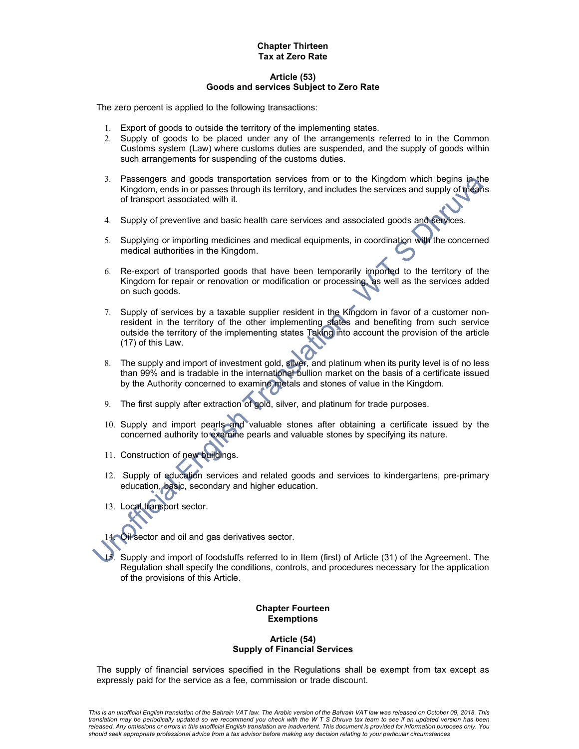## Chapter Thirteen
## Tax at Zero Rate

### Article (53)
### Goods and services Subject to Zero Rate

The zero percent is applied to the following transactions:

1. Export of goods to outside the territory of the implementing states.
2. Supply of goods to be placed under any of the arrangements referred to in the Common Customs system (Law) where customs duties are suspended, and the supply of goods within such arrangements for suspending of the customs duties.
3. Passengers and goods transportation services from or to the Kingdom which begins in the Kingdom, ends in or passes through its territory, and includes the services and supply of means of transport associated with it.
4. Supply of preventive and basic health care services and associated goods and services.
5. Supplying or importing medicines and medical equipments, in coordination with the concerned medical authorities in the Kingdom.
6. Re-export of transported goods that have been temporarily imported to the territory of the Kingdom for repair or renovation or modification or processing, as well as the services added on such goods.
7. Supply of services by a taxable supplier resident in the Kingdom in favor of a customer non-resident in the territory of the other implementing states and benefiting from such service outside the territory of the implementing states Taking into account the provision of the article (17) of this Law.
8. The supply and import of investment gold, silver, and platinum when its purity level is of no less than 99% and is tradable in the international bullion market on the basis of a certificate issued by the Authority concerned to examine metals and stones of value in the Kingdom.
9. The first supply after extraction of gold, silver, and platinum for trade purposes.
10. Supply and import pearls and valuable stones after obtaining a certificate issued by the concerned authority to examine pearls and valuable stones by specifying its nature.
11. Construction of new buildings.
12. Supply of education services and related goods and services to kindergartens, pre-primary education, basic, secondary and higher education.
13. Local transport sector.
14. Oil sector and oil and gas derivatives sector.
15. Supply and import of foodstuffs referred to in Item (first) of Article (31) of the Agreement. The Regulation shall specify the conditions, controls, and procedures necessary for the application of the provisions of this Article.

## Chapter Fourteen
## Exemptions

### Article (54)
### Supply of Financial Services

The supply of financial services specified in the Regulations shall be exempt from tax except as expressly paid for the service as a fee, commission or trade discount.

*This is an unofficial English translation of the Bahrain VAT law. The Arabic version of the Bahrain VAT law was released on October 09, 2018. This translation may be periodically updated so we recommend you check with the W T S Dhruva tax team to see if an updated version has been released. Any omissions or errors in this unofficial English translation are inadvertent. This document is provided for information purposes only. You should seek appropriate professional advice from a tax advisor before making any decision relating to your particular circumstances*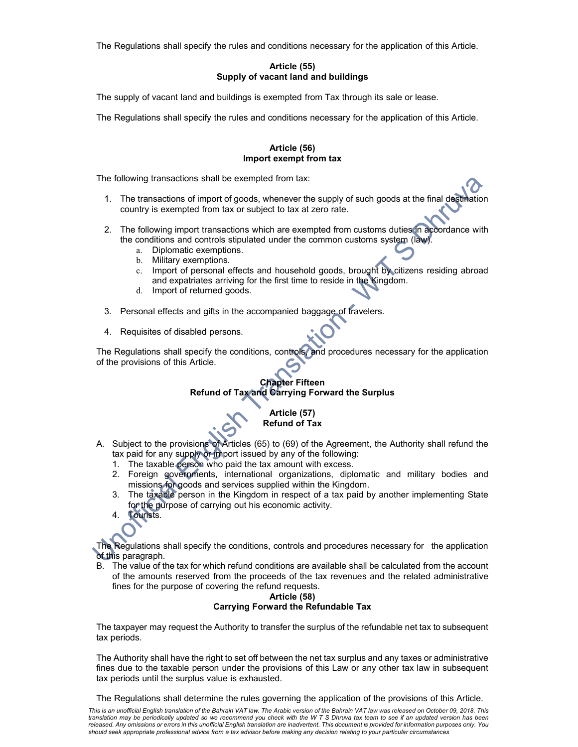The Regulations shall specify the rules and conditions necessary for the application of this Article.

### Article (55)
### Supply of vacant land and buildings

The supply of vacant land and buildings is exempted from Tax through its sale or lease.

The Regulations shall specify the rules and conditions necessary for the application of this Article.

### Article (56)
### Import exempt from tax

The following transactions shall be exempted from tax:

1. The transactions of import of goods, whenever the supply of such goods at the final destination country is exempted from tax or subject to tax at zero rate.

2. The following import transactions which are exempted from customs duties in accordance with the conditions and controls stipulated under the common customs system (law).
   a. Diplomatic exemptions.
   b. Military exemptions.
   c. Import of personal effects and household goods, brought by citizens residing abroad and expatriates arriving for the first time to reside in the Kingdom.
   d. Import of returned goods.

3. Personal effects and gifts in the accompanied baggage of travelers.

4. Requisites of disabled persons.

The Regulations shall specify the conditions, controls, and procedures necessary for the application of the provisions of this Article.

## Chapter Fifteen
## Refund of Tax and Carrying Forward the Surplus

### Article (57)
### Refund of Tax

A. Subject to the provisions of Articles (65) to (69) of the Agreement, the Authority shall refund the tax paid for any supply or import issued by any of the following:
   1. The taxable person who paid the tax amount with excess.
   2. Foreign governments, international organizations, diplomatic and military bodies and missions for goods and services supplied within the Kingdom.
   3. The taxable person in the Kingdom in respect of a tax paid by another implementing State for the purpose of carrying out his economic activity.
   4. Tourists.

The Regulations shall specify the conditions, controls and procedures necessary for the application of this paragraph.

B. The value of the tax for which refund conditions are available shall be calculated from the account of the amounts reserved from the proceeds of the tax revenues and the related administrative fines for the purpose of covering the refund requests.

### Article (58)
### Carrying Forward the Refundable Tax

The taxpayer may request the Authority to transfer the surplus of the refundable net tax to subsequent tax periods.

The Authority shall have the right to set off between the net tax surplus and any taxes or administrative fines due to the taxable person under the provisions of this Law or any other tax law in subsequent tax periods until the surplus value is exhausted.

The Regulations shall determine the rules governing the application of the provisions of this Article.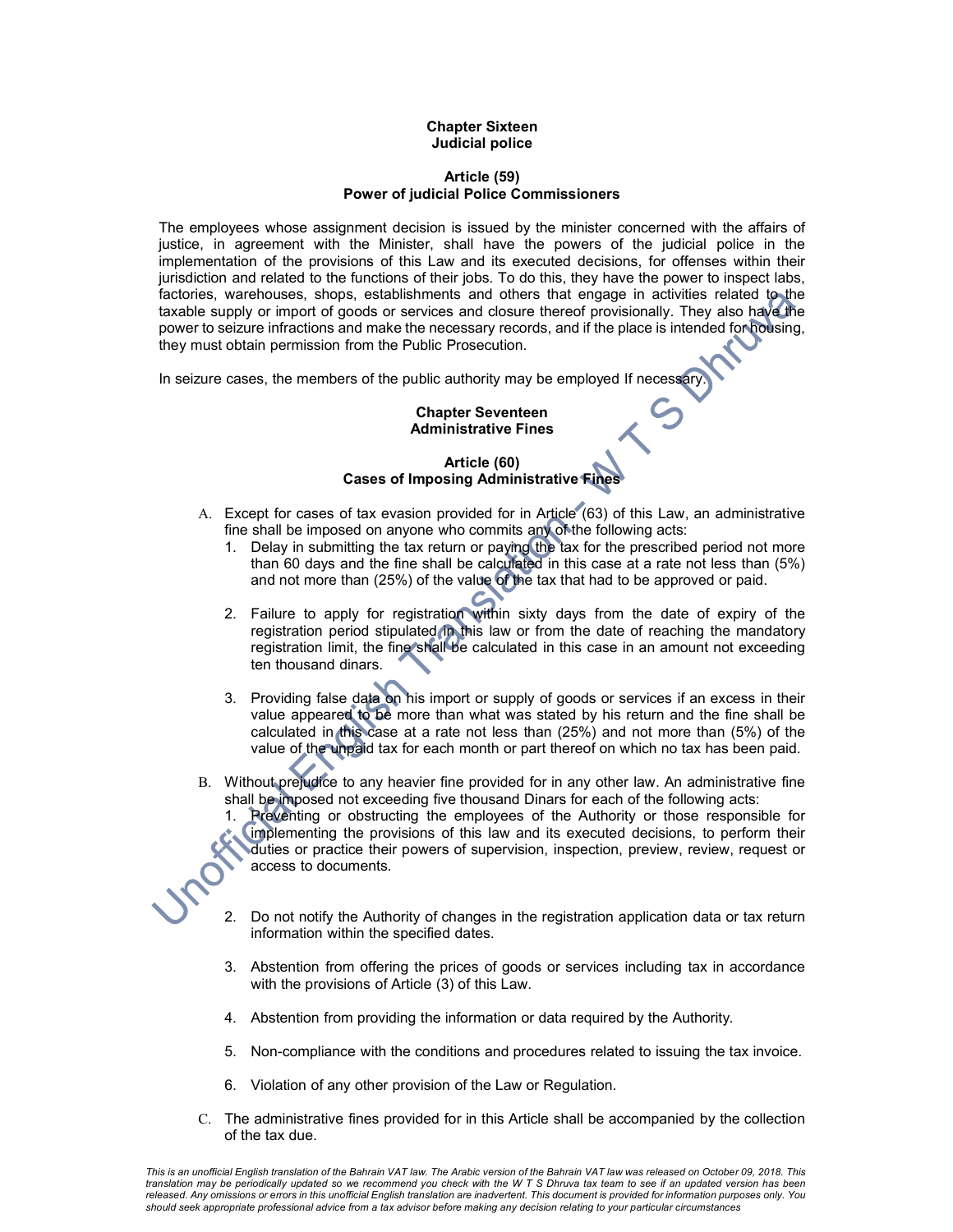## Chapter Sixteen
## Judicial police

### Article (59)
### Power of judicial Police Commissioners

The employees whose assignment decision is issued by the minister concerned with the affairs of justice, in agreement with the Minister, shall have the powers of the judicial police in the implementation of the provisions of this Law and its executed decisions, for offenses within their jurisdiction and related to the functions of their jobs. To do this, they have the power to inspect labs, factories, warehouses, shops, establishments and others that engage in activities related to the taxable supply or import of goods or services and closure thereof provisionally. They also have the power to seizure infractions and make the necessary records, and if the place is intended for housing, they must obtain permission from the Public Prosecution.

In seizure cases, the members of the public authority may be employed If necessary.

## Chapter Seventeen
## Administrative Fines

### Article (60)
### Cases of Imposing Administrative Fines

A. Except for cases of tax evasion provided for in Article (63) of this Law, an administrative fine shall be imposed on anyone who commits any of the following acts:
   1. Delay in submitting the tax return or paying the tax for the prescribed period not more than 60 days and the fine shall be calculated in this case at a rate not less than (5%) and not more than (25%) of the value of the tax that had to be approved or paid.

   2. Failure to apply for registration within sixty days from the date of expiry of the registration period stipulated in this law or from the date of reaching the mandatory registration limit, the fine shall be calculated in this case in an amount not exceeding ten thousand dinars.

   3. Providing false data on his import or supply of goods or services if an excess in their value appeared to be more than what was stated by his return and the fine shall be calculated in this case at a rate not less than (25%) and not more than (5%) of the value of the unpaid tax for each month or part thereof on which no tax has been paid.

B. Without prejudice to any heavier fine provided for in any other law. An administrative fine shall be imposed not exceeding five thousand Dinars for each of the following acts:
   1. Preventing or obstructing the employees of the Authority or those responsible for implementing the provisions of this law and its executed decisions, to perform their duties or practice their powers of supervision, inspection, preview, review, request or access to documents.

   2. Do not notify the Authority of changes in the registration application data or tax return information within the specified dates.

   3. Abstention from offering the prices of goods or services including tax in accordance with the provisions of Article (3) of this Law.

   4. Abstention from providing the information or data required by the Authority.

   5. Non-compliance with the conditions and procedures related to issuing the tax invoice.

   6. Violation of any other provision of the Law or Regulation.

C. The administrative fines provided for in this Article shall be accompanied by the collection of the tax due.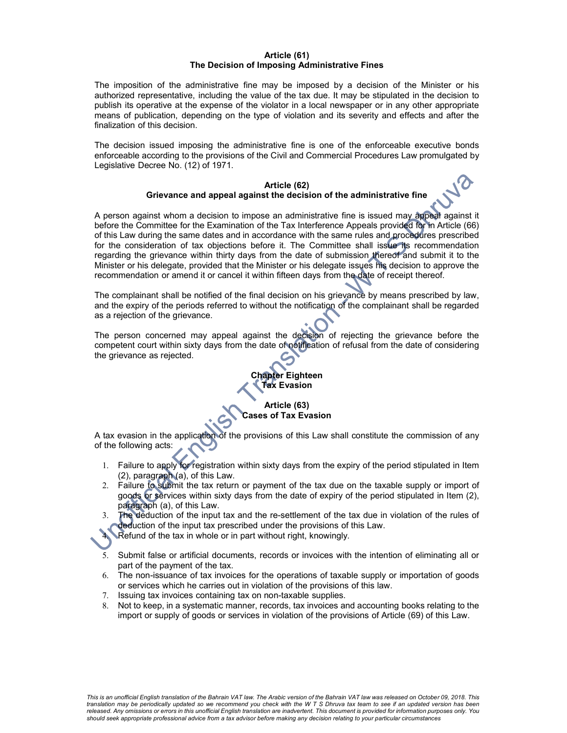### Article (61)
### The Decision of Imposing Administrative Fines

The imposition of the administrative fine may be imposed by a decision of the Minister or his authorized representative, including the value of the tax due. It may be stipulated in the decision to publish its operative at the expense of the violator in a local newspaper or in any other appropriate means of publication, depending on the type of violation and its severity and effects and after the finalization of this decision.

The decision issued imposing the administrative fine is one of the enforceable executive bonds enforceable according to the provisions of the Civil and Commercial Procedures Law promulgated by Legislative Decree No. (12) of 1971.

### Article (62)
### Grievance and appeal against the decision of the administrative fine

A person against whom a decision to impose an administrative fine is issued may appeal against it before the Committee for the Examination of the Tax Interference Appeals provided for in Article (66) of this Law during the same dates and in accordance with the same rules and procedures prescribed for the consideration of tax objections before it. The Committee shall issue its recommendation regarding the grievance within thirty days from the date of submission thereof and submit it to the Minister or his delegate, provided that the Minister or his delegate issues his decision to approve the recommendation or amend it or cancel it within fifteen days from the date of receipt thereof.

The complainant shall be notified of the final decision on his grievance by means prescribed by law, and the expiry of the periods referred to without the notification of the complainant shall be regarded as a rejection of the grievance.

The person concerned may appeal against the decision of rejecting the grievance before the competent court within sixty days from the date of notification of refusal from the date of considering the grievance as rejected.

## Chapter Eighteen
## Tax Evasion

### Article (63)
### Cases of Tax Evasion

A tax evasion in the application of the provisions of this Law shall constitute the commission of any of the following acts:

1. Failure to apply for registration within sixty days from the expiry of the period stipulated in Item (2), paragraph (a), of this Law.
2. Failure to submit the tax return or payment of the tax due on the taxable supply or import of goods or services within sixty days from the date of expiry of the period stipulated in Item (2), paragraph (a), of this Law.
3. The deduction of the input tax and the re-settlement of the tax due in violation of the rules of deduction of the input tax prescribed under the provisions of this Law.
4. Refund of the tax in whole or in part without right, knowingly.
5. Submit false or artificial documents, records or invoices with the intention of eliminating all or part of the payment of the tax.
6. The non-issuance of tax invoices for the operations of taxable supply or importation of goods or services which he carries out in violation of the provisions of this law.
7. Issuing tax invoices containing tax on non-taxable supplies.
8. Not to keep, in a systematic manner, records, tax invoices and accounting books relating to the import or supply of goods or services in violation of the provisions of Article (69) of this Law.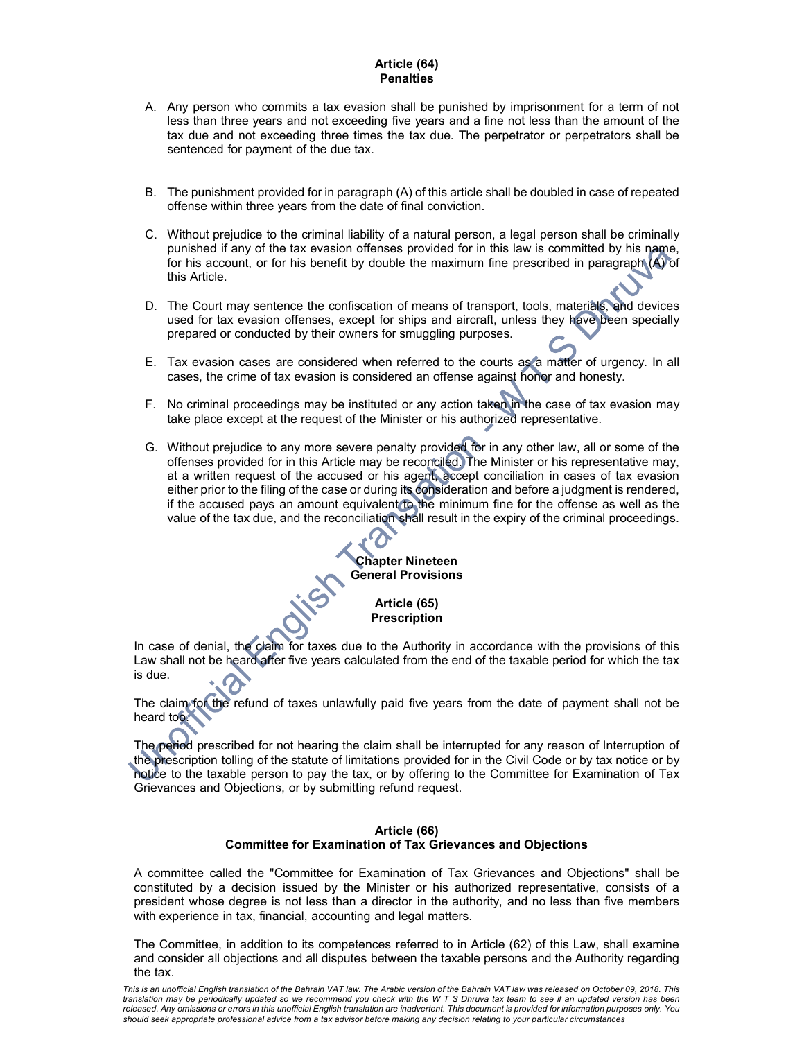### Article (64)
### Penalties

A. Any person who commits a tax evasion shall be punished by imprisonment for a term of not less than three years and not exceeding five years and a fine not less than the amount of the tax due and not exceeding three times the tax due. The perpetrator or perpetrators shall be sentenced for payment of the due tax.

B. The punishment provided for in paragraph (A) of this article shall be doubled in case of repeated offense within three years from the date of final conviction.

C. Without prejudice to the criminal liability of a natural person, a legal person shall be criminally punished if any of the tax evasion offenses provided for in this law is committed by his name, for his account, or for his benefit by double the maximum fine prescribed in paragraph (A) of this Article.

D. The Court may sentence the confiscation of means of transport, tools, materials, and devices used for tax evasion offenses, except for ships and aircraft, unless they have been specially prepared or conducted by their owners for smuggling purposes.

E. Tax evasion cases are considered when referred to the courts as a matter of urgency. In all cases, the crime of tax evasion is considered an offense against honor and honesty.

F. No criminal proceedings may be instituted or any action taken in the case of tax evasion may take place except at the request of the Minister or his authorized representative.

G. Without prejudice to any more severe penalty provided for in any other law, all or some of the offenses provided for in this Article may be reconciled. The Minister or his representative may, at a written request of the accused or his agent, accept conciliation in cases of tax evasion either prior to the filing of the case or during its consideration and before a judgment is rendered, if the accused pays an amount equivalent to the minimum fine for the offense as well as the value of the tax due, and the reconciliation shall result in the expiry of the criminal proceedings.

## Chapter Nineteen
## General Provisions

### Article (65)
### Prescription

In case of denial, the claim for taxes due to the Authority in accordance with the provisions of this Law shall not be heard after five years calculated from the end of the taxable period for which the tax is due.

The claim for the refund of taxes unlawfully paid five years from the date of payment shall not be heard too.

The period prescribed for not hearing the claim shall be interrupted for any reason of Interruption of the prescription tolling of the statute of limitations provided for in the Civil Code or by tax notice or by notice to the taxable person to pay the tax, or by offering to the Committee for Examination of Tax Grievances and Objections, or by submitting refund request.

### Article (66)
### Committee for Examination of Tax Grievances and Objections

A committee called the "Committee for Examination of Tax Grievances and Objections" shall be constituted by a decision issued by the Minister or his authorized representative, consists of a president whose degree is not less than a director in the authority, and no less than five members with experience in tax, financial, accounting and legal matters.

The Committee, in addition to its competences referred to in Article (62) of this Law, shall examine and consider all objections and all disputes between the taxable persons and the Authority regarding the tax.

*This is an unofficial English translation of the Bahrain VAT law. The Arabic version of the Bahrain VAT law was released on October 09, 2018. This translation may be periodically updated so we recommend you check with the W T S Dhruva tax team to see if an updated version has been released. Any omissions or errors in this unofficial English translation are inadvertent. This document is provided for information purposes only. You should seek appropriate professional advice from a tax advisor before making any decision relating to your particular circumstances*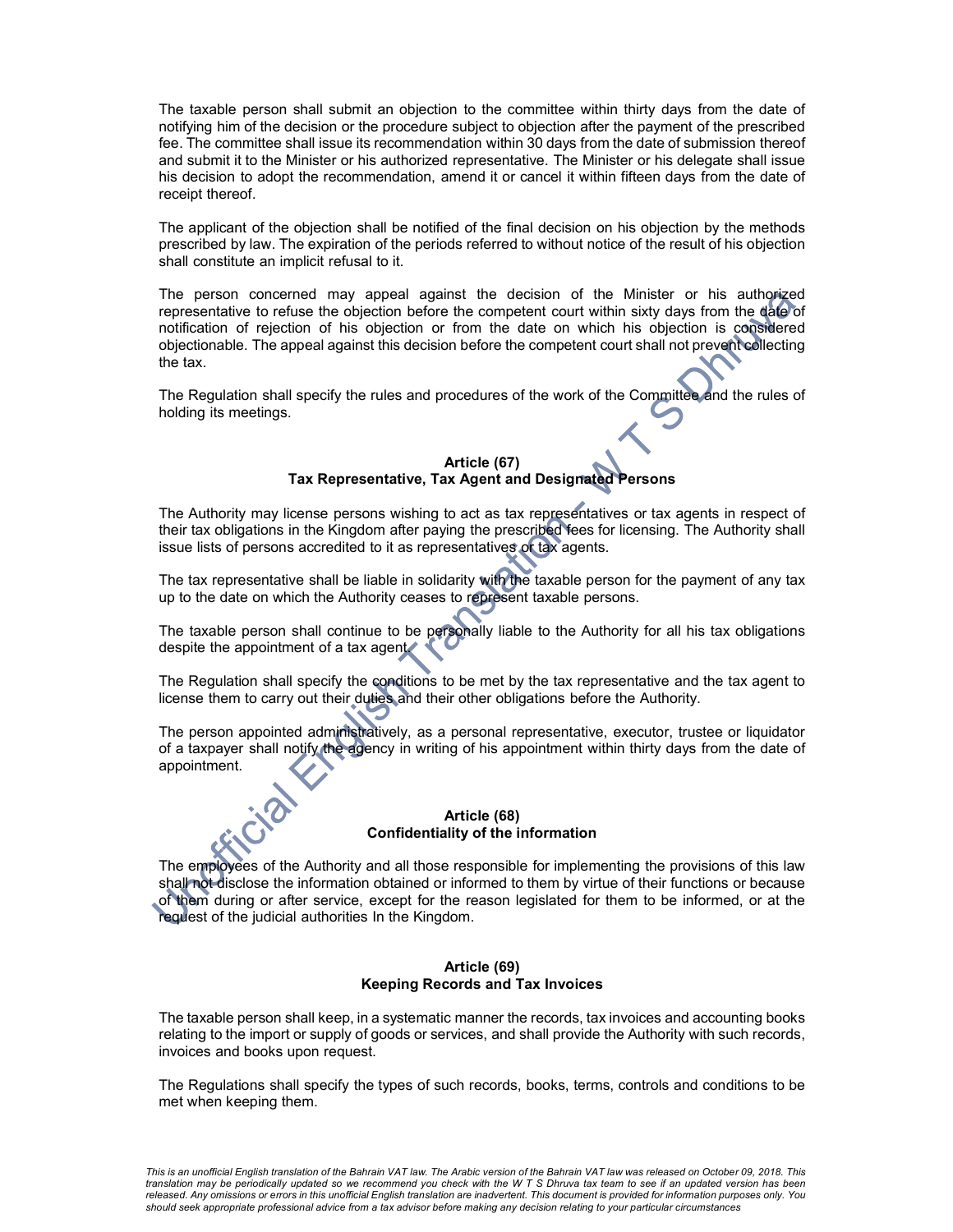The taxable person shall submit an objection to the committee within thirty days from the date of notifying him of the decision or the procedure subject to objection after the payment of the prescribed fee. The committee shall issue its recommendation within 30 days from the date of submission thereof and submit it to the Minister or his authorized representative. The Minister or his delegate shall issue his decision to adopt the recommendation, amend it or cancel it within fifteen days from the date of receipt thereof.

The applicant of the objection shall be notified of the final decision on his objection by the methods prescribed by law. The expiration of the periods referred to without notice of the result of his objection shall constitute an implicit refusal to it.

The person concerned may appeal against the decision of the Minister or his authorized representative to refuse the objection before the competent court within sixty days from the date of notification of rejection of his objection or from the date on which his objection is considered objectionable. The appeal against this decision before the competent court shall not prevent collecting the tax.

The Regulation shall specify the rules and procedures of the work of the Committee and the rules of holding its meetings.

**Article (67)**
**Tax Representative, Tax Agent and Designated Persons**

The Authority may license persons wishing to act as tax representatives or tax agents in respect of their tax obligations in the Kingdom after paying the prescribed fees for licensing. The Authority shall issue lists of persons accredited to it as representatives or tax agents.

The tax representative shall be liable in solidarity with the taxable person for the payment of any tax up to the date on which the Authority ceases to represent taxable persons.

The taxable person shall continue to be personally liable to the Authority for all his tax obligations despite the appointment of a tax agent.

The Regulation shall specify the conditions to be met by the tax representative and the tax agent to license them to carry out their duties and their other obligations before the Authority.

The person appointed administratively, as a personal representative, executor, trustee or liquidator of a taxpayer shall notify the agency in writing of his appointment within thirty days from the date of appointment.

**Article (68)**
**Confidentiality of the information**

The employees of the Authority and all those responsible for implementing the provisions of this law shall not disclose the information obtained or informed to them by virtue of their functions or because of them during or after service, except for the reason legislated for them to be informed, or at the request of the judicial authorities In the Kingdom.

**Article (69)**
**Keeping Records and Tax Invoices**

The taxable person shall keep, in a systematic manner the records, tax invoices and accounting books relating to the import or supply of goods or services, and shall provide the Authority with such records, invoices and books upon request.

The Regulations shall specify the types of such records, books, terms, controls and conditions to be met when keeping them.

*This is an unofficial English translation of the Bahrain VAT law. The Arabic version of the Bahrain VAT law was released on October 09, 2018. This translation may be periodically updated so we recommend you check with the W T S Dhruva tax team to see if an updated version has been released. Any omissions or errors in this unofficial English translation are inadvertent. This document is provided for information purposes only. You should seek appropriate professional advice from a tax advisor before making any decision relating to your particular circumstances*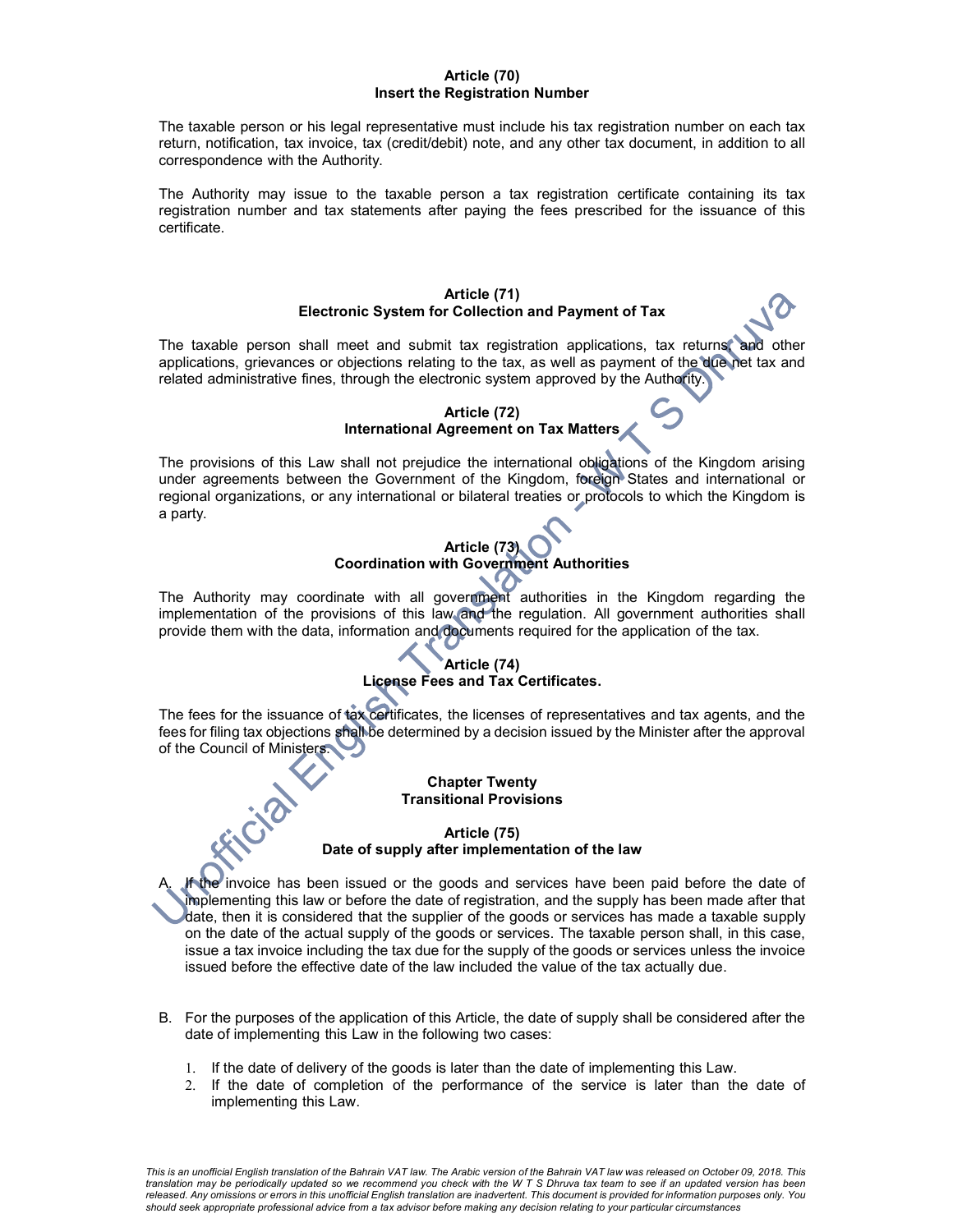### Article (70)
### Insert the Registration Number

The taxable person or his legal representative must include his tax registration number on each tax return, notification, tax invoice, tax (credit/debit) note, and any other tax document, in addition to all correspondence with the Authority.

The Authority may issue to the taxable person a tax registration certificate containing its tax registration number and tax statements after paying the fees prescribed for the issuance of this certificate.

### Article (71)
### Electronic System for Collection and Payment of Tax

The taxable person shall meet and submit tax registration applications, tax returns, and other applications, grievances or objections relating to the tax, as well as payment of the due net tax and related administrative fines, through the electronic system approved by the Authority.

### Article (72)
### International Agreement on Tax Matters

The provisions of this Law shall not prejudice the international obligations of the Kingdom arising under agreements between the Government of the Kingdom, foreign States and international or regional organizations, or any international or bilateral treaties or protocols to which the Kingdom is a party.

### Article (73)
### Coordination with Government Authorities

The Authority may coordinate with all government authorities in the Kingdom regarding the implementation of the provisions of this law and the regulation. All government authorities shall provide them with the data, information and documents required for the application of the tax.

### Article (74)
### License Fees and Tax Certificates.

The fees for the issuance of tax certificates, the licenses of representatives and tax agents, and the fees for filing tax objections shall be determined by a decision issued by the Minister after the approval of the Council of Ministers.

## Chapter Twenty
## Transitional Provisions

### Article (75)
### Date of supply after implementation of the law

A. If the invoice has been issued or the goods and services have been paid before the date of implementing this law or before the date of registration, and the supply has been made after that date, then it is considered that the supplier of the goods or services has made a taxable supply on the date of the actual supply of the goods or services. The taxable person shall, in this case, issue a tax invoice including the tax due for the supply of the goods or services unless the invoice issued before the effective date of the law included the value of the tax actually due.

B. For the purposes of the application of this Article, the date of supply shall be considered after the date of implementing this Law in the following two cases:

1. If the date of delivery of the goods is later than the date of implementing this Law.
2. If the date of completion of the performance of the service is later than the date of implementing this Law.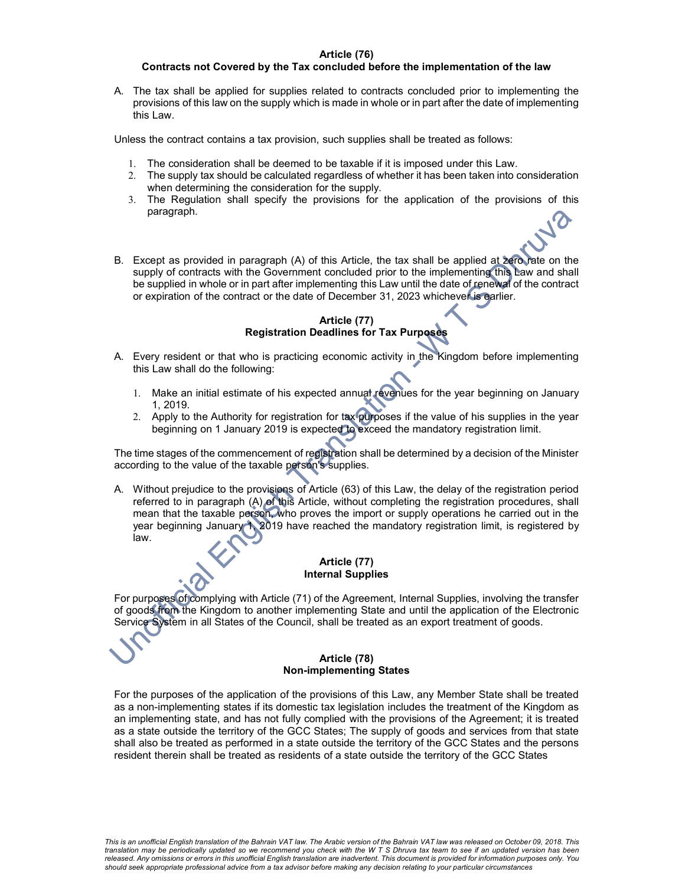### Article (76)
### Contracts not Covered by the Tax concluded before the implementation of the law

A. The tax shall be applied for supplies related to contracts concluded prior to implementing the provisions of this law on the supply which is made in whole or in part after the date of implementing this Law.

Unless the contract contains a tax provision, such supplies shall be treated as follows:

1. The consideration shall be deemed to be taxable if it is imposed under this Law.
2. The supply tax should be calculated regardless of whether it has been taken into consideration when determining the consideration for the supply.
3. The Regulation shall specify the provisions for the application of the provisions of this paragraph.

B. Except as provided in paragraph (A) of this Article, the tax shall be applied at zero rate on the supply of contracts with the Government concluded prior to the implementing this Law and shall be supplied in whole or in part after implementing this Law until the date of renewal of the contract or expiration of the contract or the date of December 31, 2023 whichever is earlier.

### Article (77)
### Registration Deadlines for Tax Purposes

A. Every resident or that who is practicing economic activity in the Kingdom before implementing this Law shall do the following:

1. Make an initial estimate of his expected annual revenues for the year beginning on January 1, 2019.
2. Apply to the Authority for registration for tax purposes if the value of his supplies in the year beginning on 1 January 2019 is expected to exceed the mandatory registration limit.

The time stages of the commencement of registration shall be determined by a decision of the Minister according to the value of the taxable person's supplies.

A. Without prejudice to the provisions of Article (63) of this Law, the delay of the registration period referred to in paragraph (A) of this Article, without completing the registration procedures, shall mean that the taxable person, who proves the import or supply operations he carried out in the year beginning January 1, 2019 have reached the mandatory registration limit, is registered by law.

### Article (77)
### Internal Supplies

For purposes of complying with Article (71) of the Agreement, Internal Supplies, involving the transfer of goods from the Kingdom to another implementing State and until the application of the Electronic Service System in all States of the Council, shall be treated as an export treatment of goods.

### Article (78)
### Non-implementing States

For the purposes of the application of the provisions of this Law, any Member State shall be treated as a non-implementing states if its domestic tax legislation includes the treatment of the Kingdom as an implementing state, and has not fully complied with the provisions of the Agreement; it is treated as a state outside the territory of the GCC States; The supply of goods and services from that state shall also be treated as performed in a state outside the territory of the GCC States and the persons resident therein shall be treated as residents of a state outside the territory of the GCC States